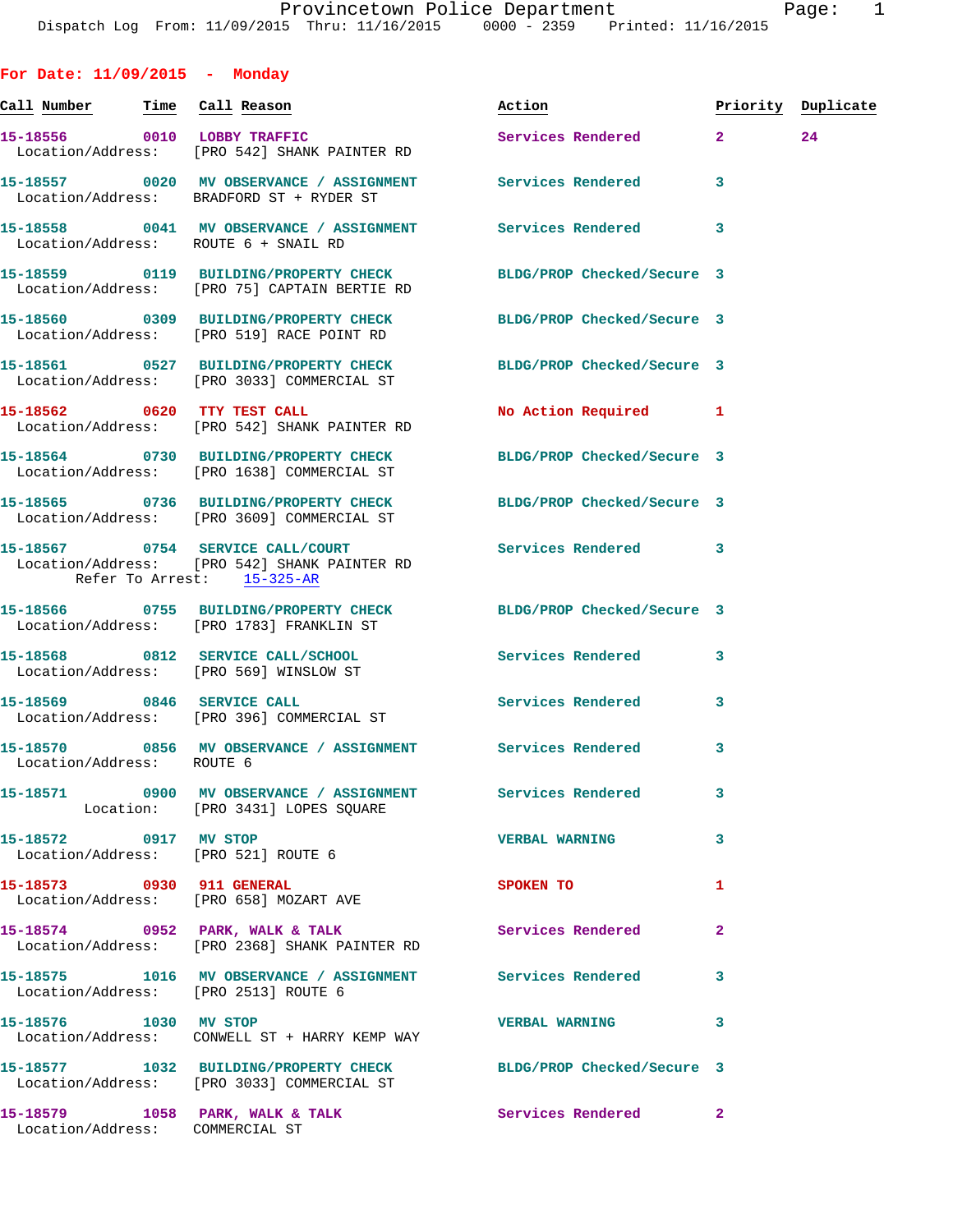Provincetown Police Department
Dispatch Log From: 11/09/2015 Thru: 11/16/2015 0000 - 2359 Printed: 11/16/2015

## For Date: 11/09/2015 - Monday

| Call Number | Time | Call Reason | Action | Priority | Duplicate |
|---|---|---|---|---|---|
| 15-18556 | 0010 | LOBBY TRAFFIC | Services Rendered | 2 | 24 |
| Location/Address: | | [PRO 542] SHANK PAINTER RD | | | |
| 15-18557 | 0020 | MV OBSERVANCE / ASSIGNMENT | Services Rendered | 3 | |
| Location/Address: | | BRADFORD ST + RYDER ST | | | |
| 15-18558 | 0041 | MV OBSERVANCE / ASSIGNMENT | Services Rendered | 3 | |
| Location/Address: | | ROUTE 6 + SNAIL RD | | | |
| 15-18559 | 0119 | BUILDING/PROPERTY CHECK | BLDG/PROP Checked/Secure | 3 | |
| Location/Address: | | [PRO 75] CAPTAIN BERTIE RD | | | |
| 15-18560 | 0309 | BUILDING/PROPERTY CHECK | BLDG/PROP Checked/Secure | 3 | |
| Location/Address: | | [PRO 519] RACE POINT RD | | | |
| 15-18561 | 0527 | BUILDING/PROPERTY CHECK | BLDG/PROP Checked/Secure | 3 | |
| Location/Address: | | [PRO 3033] COMMERCIAL ST | | | |
| 15-18562 | 0620 | TTY TEST CALL | No Action Required | 1 | |
| Location/Address: | | [PRO 542] SHANK PAINTER RD | | | |
| 15-18564 | 0730 | BUILDING/PROPERTY CHECK | BLDG/PROP Checked/Secure | 3 | |
| Location/Address: | | [PRO 1638] COMMERCIAL ST | | | |
| 15-18565 | 0736 | BUILDING/PROPERTY CHECK | BLDG/PROP Checked/Secure | 3 | |
| Location/Address: | | [PRO 3609] COMMERCIAL ST | | | |
| 15-18567 | 0754 | SERVICE CALL/COURT | Services Rendered | 3 | |
| Location/Address: | | [PRO 542] SHANK PAINTER RD | | | |
| Refer To Arrest: | | 15-325-AR | | | |
| 15-18566 | 0755 | BUILDING/PROPERTY CHECK | BLDG/PROP Checked/Secure | 3 | |
| Location/Address: | | [PRO 1783] FRANKLIN ST | | | |
| 15-18568 | 0812 | SERVICE CALL/SCHOOL | Services Rendered | 3 | |
| Location/Address: | | [PRO 569] WINSLOW ST | | | |
| 15-18569 | 0846 | SERVICE CALL | Services Rendered | 3 | |
| Location/Address: | | [PRO 396] COMMERCIAL ST | | | |
| 15-18570 | 0856 | MV OBSERVANCE / ASSIGNMENT | Services Rendered | 3 | |
| Location/Address: | | ROUTE 6 | | | |
| 15-18571 | 0900 | MV OBSERVANCE / ASSIGNMENT | Services Rendered | 3 | |
| Location: | | [PRO 3431] LOPES SQUARE | | | |
| 15-18572 | 0917 | MV STOP | VERBAL WARNING | 3 | |
| Location/Address: | | [PRO 521] ROUTE 6 | | | |
| 15-18573 | 0930 | 911 GENERAL | SPOKEN TO | 1 | |
| Location/Address: | | [PRO 658] MOZART AVE | | | |
| 15-18574 | 0952 | PARK, WALK & TALK | Services Rendered | 2 | |
| Location/Address: | | [PRO 2368] SHANK PAINTER RD | | | |
| 15-18575 | 1016 | MV OBSERVANCE / ASSIGNMENT | Services Rendered | 3 | |
| Location/Address: | | [PRO 2513] ROUTE 6 | | | |
| 15-18576 | 1030 | MV STOP | VERBAL WARNING | 3 | |
| Location/Address: | | CONWELL ST + HARRY KEMP WAY | | | |
| 15-18577 | 1032 | BUILDING/PROPERTY CHECK | BLDG/PROP Checked/Secure | 3 | |
| Location/Address: | | [PRO 3033] COMMERCIAL ST | | | |
| 15-18579 | 1058 | PARK, WALK & TALK | Services Rendered | 2 | |
| Location/Address: | | COMMERCIAL ST | | | |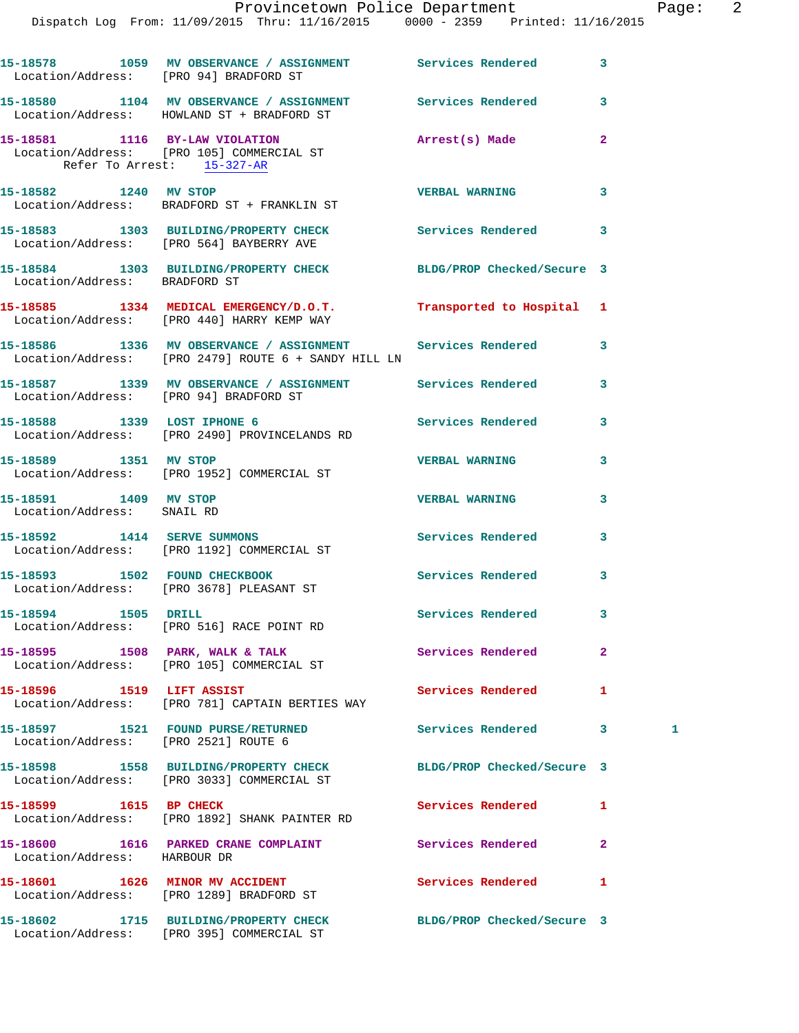15-18578 1059 MV OBSERVANCE / ASSIGNMENT Services Rendered 3
Location/Address: [PRO 94] BRADFORD ST

15-18580 1104 MV OBSERVANCE / ASSIGNMENT Services Rendered 3
Location/Address: HOWLAND ST + BRADFORD ST

15-18581 1116 BY-LAW VIOLATION Arrest(s) Made 2
Location/Address: [PRO 105] COMMERCIAL ST
Refer To Arrest: 15-327-AR

15-18582 1240 MV STOP VERBAL WARNING 3
Location/Address: BRADFORD ST + FRANKLIN ST

15-18583 1303 BUILDING/PROPERTY CHECK Services Rendered 3
Location/Address: [PRO 564] BAYBERRY AVE

15-18584 1303 BUILDING/PROPERTY CHECK BLDG/PROP Checked/Secure 3
Location/Address: BRADFORD ST

15-18585 1334 MEDICAL EMERGENCY/D.O.T. Transported to Hospital 1
Location/Address: [PRO 440] HARRY KEMP WAY

15-18586 1336 MV OBSERVANCE / ASSIGNMENT Services Rendered 3
Location/Address: [PRO 2479] ROUTE 6 + SANDY HILL LN

15-18587 1339 MV OBSERVANCE / ASSIGNMENT Services Rendered 3
Location/Address: [PRO 94] BRADFORD ST

15-18588 1339 LOST IPHONE 6 Services Rendered 3
Location/Address: [PRO 2490] PROVINCELANDS RD

15-18589 1351 MV STOP VERBAL WARNING 3
Location/Address: [PRO 1952] COMMERCIAL ST

15-18591 1409 MV STOP VERBAL WARNING 3
Location/Address: SNAIL RD

15-18592 1414 SERVE SUMMONS Services Rendered 3
Location/Address: [PRO 1192] COMMERCIAL ST

15-18593 1502 FOUND CHECKBOOK Services Rendered 3
Location/Address: [PRO 3678] PLEASANT ST

15-18594 1505 DRILL Services Rendered 3
Location/Address: [PRO 516] RACE POINT RD

15-18595 1508 PARK, WALK & TALK Services Rendered 2
Location/Address: [PRO 105] COMMERCIAL ST

15-18596 1519 LIFT ASSIST Services Rendered 1
Location/Address: [PRO 781] CAPTAIN BERTIES WAY

15-18597 1521 FOUND PURSE/RETURNED Services Rendered 3 1
Location/Address: [PRO 2521] ROUTE 6

15-18598 1558 BUILDING/PROPERTY CHECK BLDG/PROP Checked/Secure 3
Location/Address: [PRO 3033] COMMERCIAL ST

15-18599 1615 BP CHECK Services Rendered 1
Location/Address: [PRO 1892] SHANK PAINTER RD

15-18600 1616 PARKED CRANE COMPLAINT Services Rendered 2
Location/Address: HARBOUR DR

15-18601 1626 MINOR MV ACCIDENT Services Rendered 1
Location/Address: [PRO 1289] BRADFORD ST

15-18602 1715 BUILDING/PROPERTY CHECK BLDG/PROP Checked/Secure 3
Location/Address: [PRO 395] COMMERCIAL ST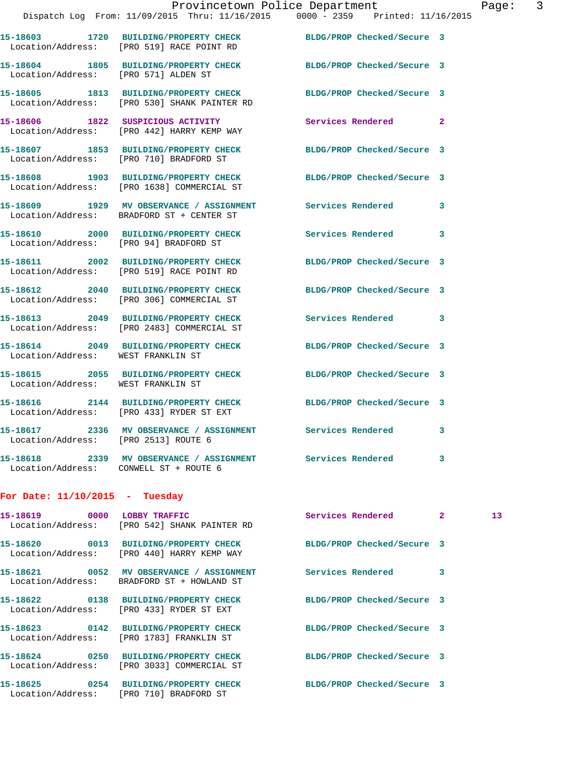15-18603 1720 BUILDING/PROPERTY CHECK BLDG/PROP Checked/Secure 3
Location/Address: [PRO 519] RACE POINT RD

15-18604 1805 BUILDING/PROPERTY CHECK BLDG/PROP Checked/Secure 3
Location/Address: [PRO 571] ALDEN ST

15-18605 1813 BUILDING/PROPERTY CHECK BLDG/PROP Checked/Secure 3
Location/Address: [PRO 530] SHANK PAINTER RD

15-18606 1822 SUSPICIOUS ACTIVITY Services Rendered 2
Location/Address: [PRO 442] HARRY KEMP WAY

15-18607 1853 BUILDING/PROPERTY CHECK BLDG/PROP Checked/Secure 3
Location/Address: [PRO 710] BRADFORD ST

15-18608 1903 BUILDING/PROPERTY CHECK BLDG/PROP Checked/Secure 3
Location/Address: [PRO 1638] COMMERCIAL ST

15-18609 1929 MV OBSERVANCE / ASSIGNMENT Services Rendered 3
Location/Address: BRADFORD ST + CENTER ST

15-18610 2000 BUILDING/PROPERTY CHECK Services Rendered 3
Location/Address: [PRO 94] BRADFORD ST

15-18611 2002 BUILDING/PROPERTY CHECK BLDG/PROP Checked/Secure 3
Location/Address: [PRO 519] RACE POINT RD

15-18612 2040 BUILDING/PROPERTY CHECK BLDG/PROP Checked/Secure 3
Location/Address: [PRO 306] COMMERCIAL ST

15-18613 2049 BUILDING/PROPERTY CHECK Services Rendered 3
Location/Address: [PRO 2483] COMMERCIAL ST

15-18614 2049 BUILDING/PROPERTY CHECK BLDG/PROP Checked/Secure 3
Location/Address: WEST FRANKLIN ST

15-18615 2055 BUILDING/PROPERTY CHECK BLDG/PROP Checked/Secure 3
Location/Address: WEST FRANKLIN ST

15-18616 2144 BUILDING/PROPERTY CHECK BLDG/PROP Checked/Secure 3
Location/Address: [PRO 433] RYDER ST EXT

15-18617 2336 MV OBSERVANCE / ASSIGNMENT Services Rendered 3
Location/Address: [PRO 2513] ROUTE 6

15-18618 2339 MV OBSERVANCE / ASSIGNMENT Services Rendered 3
Location/Address: CONWELL ST + ROUTE 6

## For Date: 11/10/2015 - Tuesday

15-18619 0000 LOBBY TRAFFIC Services Rendered 2 13
Location/Address: [PRO 542] SHANK PAINTER RD

15-18620 0013 BUILDING/PROPERTY CHECK BLDG/PROP Checked/Secure 3
Location/Address: [PRO 440] HARRY KEMP WAY

15-18621 0052 MV OBSERVANCE / ASSIGNMENT Services Rendered 3
Location/Address: BRADFORD ST + HOWLAND ST

15-18622 0138 BUILDING/PROPERTY CHECK BLDG/PROP Checked/Secure 3
Location/Address: [PRO 433] RYDER ST EXT

15-18623 0142 BUILDING/PROPERTY CHECK BLDG/PROP Checked/Secure 3
Location/Address: [PRO 1783] FRANKLIN ST

15-18624 0250 BUILDING/PROPERTY CHECK BLDG/PROP Checked/Secure 3
Location/Address: [PRO 3033] COMMERCIAL ST

15-18625 0254 BUILDING/PROPERTY CHECK BLDG/PROP Checked/Secure 3
Location/Address: [PRO 710] BRADFORD ST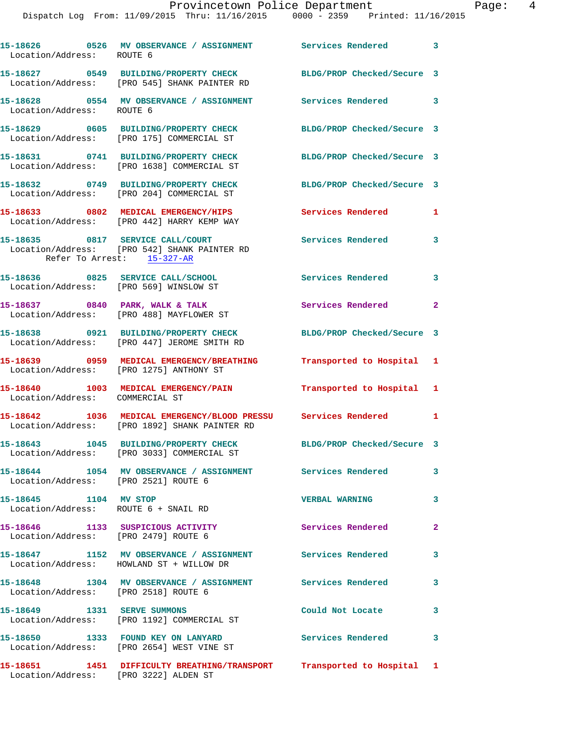15-18626 0526 MV OBSERVANCE / ASSIGNMENT Services Rendered 3
Location/Address: ROUTE 6

15-18627 0549 BUILDING/PROPERTY CHECK BLDG/PROP Checked/Secure 3
Location/Address: [PRO 545] SHANK PAINTER RD

15-18628 0554 MV OBSERVANCE / ASSIGNMENT Services Rendered 3
Location/Address: ROUTE 6

15-18629 0605 BUILDING/PROPERTY CHECK BLDG/PROP Checked/Secure 3
Location/Address: [PRO 175] COMMERCIAL ST

15-18631 0741 BUILDING/PROPERTY CHECK BLDG/PROP Checked/Secure 3
Location/Address: [PRO 1638] COMMERCIAL ST

15-18632 0749 BUILDING/PROPERTY CHECK BLDG/PROP Checked/Secure 3
Location/Address: [PRO 204] COMMERCIAL ST

15-18633 0802 MEDICAL EMERGENCY/HIPS Services Rendered 1
Location/Address: [PRO 442] HARRY KEMP WAY

15-18635 0817 SERVICE CALL/COURT Services Rendered 3
Location/Address: [PRO 542] SHANK PAINTER RD
Refer To Arrest: 15-327-AR

15-18636 0825 SERVICE CALL/SCHOOL Services Rendered 3
Location/Address: [PRO 569] WINSLOW ST

15-18637 0840 PARK, WALK & TALK Services Rendered 2
Location/Address: [PRO 488] MAYFLOWER ST

15-18638 0921 BUILDING/PROPERTY CHECK BLDG/PROP Checked/Secure 3
Location/Address: [PRO 447] JEROME SMITH RD

15-18639 0959 MEDICAL EMERGENCY/BREATHING Transported to Hospital 1
Location/Address: [PRO 1275] ANTHONY ST

15-18640 1003 MEDICAL EMERGENCY/PAIN Transported to Hospital 1
Location/Address: COMMERCIAL ST

15-18642 1036 MEDICAL EMERGENCY/BLOOD PRESSU Services Rendered 1
Location/Address: [PRO 1892] SHANK PAINTER RD

15-18643 1045 BUILDING/PROPERTY CHECK BLDG/PROP Checked/Secure 3
Location/Address: [PRO 3033] COMMERCIAL ST

15-18644 1054 MV OBSERVANCE / ASSIGNMENT Services Rendered 3
Location/Address: [PRO 2521] ROUTE 6

15-18645 1104 MV STOP VERBAL WARNING 3
Location/Address: ROUTE 6 + SNAIL RD

15-18646 1133 SUSPICIOUS ACTIVITY Services Rendered 2
Location/Address: [PRO 2479] ROUTE 6

15-18647 1152 MV OBSERVANCE / ASSIGNMENT Services Rendered 3
Location/Address: HOWLAND ST + WILLOW DR

15-18648 1304 MV OBSERVANCE / ASSIGNMENT Services Rendered 3
Location/Address: [PRO 2518] ROUTE 6

15-18649 1331 SERVE SUMMONS Could Not Locate 3
Location/Address: [PRO 1192] COMMERCIAL ST

15-18650 1333 FOUND KEY ON LANYARD Services Rendered 3
Location/Address: [PRO 2654] WEST VINE ST

15-18651 1451 DIFFICULTY BREATHING/TRANSPORT Transported to Hospital 1
Location/Address: [PRO 3222] ALDEN ST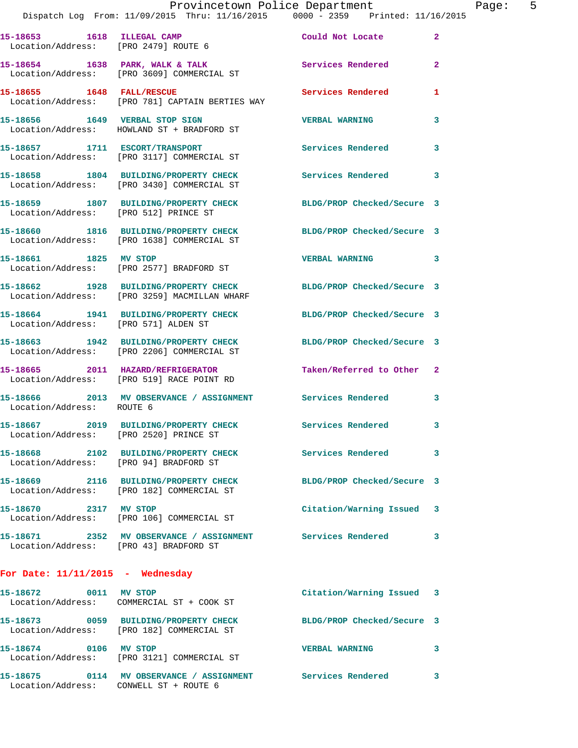| Call Number | Time | Call Reason | Action | Priority |
|---|---|---|---|---|
| 15-18653 | 1618 | ILLEGAL CAMP | Could Not Locate | 2 |
| Location/Address: [PRO 2479] ROUTE 6 | | | | |
| 15-18654 | 1638 | PARK, WALK & TALK | Services Rendered | 2 |
| Location/Address: [PRO 3609] COMMERCIAL ST | | | | |
| 15-18655 | 1648 | FALL/RESCUE | Services Rendered | 1 |
| Location/Address: [PRO 781] CAPTAIN BERTIES WAY | | | | |
| 15-18656 | 1649 | VERBAL STOP SIGN | VERBAL WARNING | 3 |
| Location/Address: HOWLAND ST + BRADFORD ST | | | | |
| 15-18657 | 1711 | ESCORT/TRANSPORT | Services Rendered | 3 |
| Location/Address: [PRO 3117] COMMERCIAL ST | | | | |
| 15-18658 | 1804 | BUILDING/PROPERTY CHECK | Services Rendered | 3 |
| Location/Address: [PRO 3430] COMMERCIAL ST | | | | |
| 15-18659 | 1807 | BUILDING/PROPERTY CHECK | BLDG/PROP Checked/Secure | 3 |
| Location/Address: [PRO 512] PRINCE ST | | | | |
| 15-18660 | 1816 | BUILDING/PROPERTY CHECK | BLDG/PROP Checked/Secure | 3 |
| Location/Address: [PRO 1638] COMMERCIAL ST | | | | |
| 15-18661 | 1825 | MV STOP | VERBAL WARNING | 3 |
| Location/Address: [PRO 2577] BRADFORD ST | | | | |
| 15-18662 | 1928 | BUILDING/PROPERTY CHECK | BLDG/PROP Checked/Secure | 3 |
| Location/Address: [PRO 3259] MACMILLAN WHARF | | | | |
| 15-18664 | 1941 | BUILDING/PROPERTY CHECK | BLDG/PROP Checked/Secure | 3 |
| Location/Address: [PRO 571] ALDEN ST | | | | |
| 15-18663 | 1942 | BUILDING/PROPERTY CHECK | BLDG/PROP Checked/Secure | 3 |
| Location/Address: [PRO 2206] COMMERCIAL ST | | | | |
| 15-18665 | 2011 | HAZARD/REFRIGERATOR | Taken/Referred to Other | 2 |
| Location/Address: [PRO 519] RACE POINT RD | | | | |
| 15-18666 | 2013 | MV OBSERVANCE / ASSIGNMENT | Services Rendered | 3 |
| Location/Address: ROUTE 6 | | | | |
| 15-18667 | 2019 | BUILDING/PROPERTY CHECK | Services Rendered | 3 |
| Location/Address: [PRO 2520] PRINCE ST | | | | |
| 15-18668 | 2102 | BUILDING/PROPERTY CHECK | Services Rendered | 3 |
| Location/Address: [PRO 94] BRADFORD ST | | | | |
| 15-18669 | 2116 | BUILDING/PROPERTY CHECK | BLDG/PROP Checked/Secure | 3 |
| Location/Address: [PRO 182] COMMERCIAL ST | | | | |
| 15-18670 | 2317 | MV STOP | Citation/Warning Issued | 3 |
| Location/Address: [PRO 106] COMMERCIAL ST | | | | |
| 15-18671 | 2352 | MV OBSERVANCE / ASSIGNMENT | Services Rendered | 3 |
| Location/Address: [PRO 43] BRADFORD ST | | | | |

## For Date: 11/11/2015 - Wednesday

| Call Number | Time | Call Reason | Action | Priority |
|---|---|---|---|---|
| 15-18672 | 0011 | MV STOP | Citation/Warning Issued | 3 |
| Location/Address: COMMERCIAL ST + COOK ST | | | | |
| 15-18673 | 0059 | BUILDING/PROPERTY CHECK | BLDG/PROP Checked/Secure | 3 |
| Location/Address: [PRO 182] COMMERCIAL ST | | | | |
| 15-18674 | 0106 | MV STOP | VERBAL WARNING | 3 |
| Location/Address: [PRO 3121] COMMERCIAL ST | | | | |
| 15-18675 | 0114 | MV OBSERVANCE / ASSIGNMENT | Services Rendered | 3 |
| Location/Address: CONWELL ST + ROUTE 6 | | | | |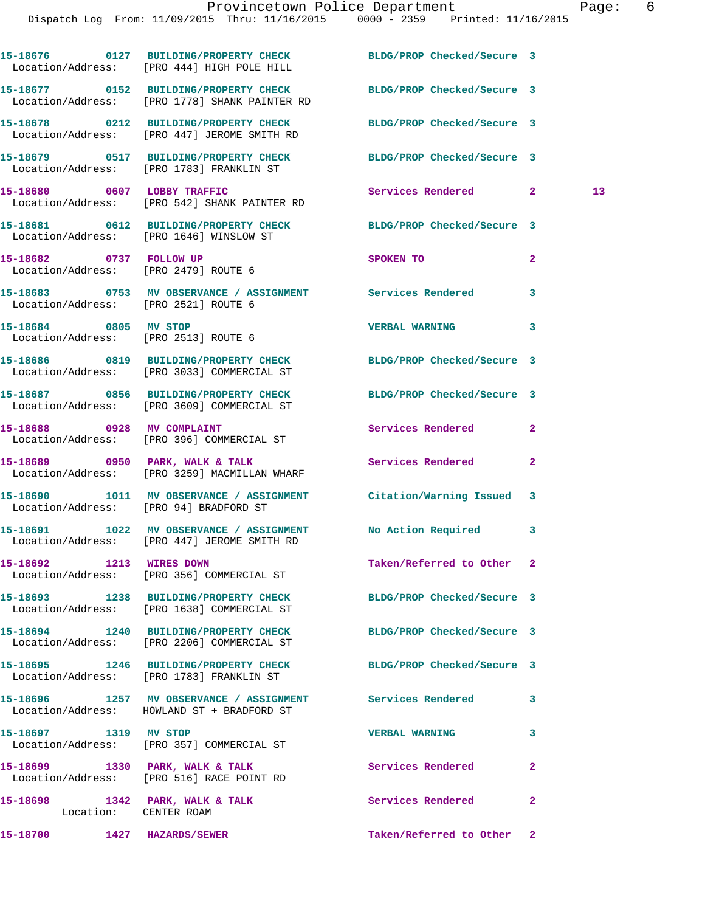15-18676 0127 BUILDING/PROPERTY CHECK BLDG/PROP Checked/Secure 3
Location/Address: [PRO 444] HIGH POLE HILL

15-18677 0152 BUILDING/PROPERTY CHECK BLDG/PROP Checked/Secure 3
Location/Address: [PRO 1778] SHANK PAINTER RD

15-18678 0212 BUILDING/PROPERTY CHECK BLDG/PROP Checked/Secure 3
Location/Address: [PRO 447] JEROME SMITH RD

15-18679 0517 BUILDING/PROPERTY CHECK BLDG/PROP Checked/Secure 3
Location/Address: [PRO 1783] FRANKLIN ST

15-18680 0607 LOBBY TRAFFIC Services Rendered 2 13
Location/Address: [PRO 542] SHANK PAINTER RD

15-18681 0612 BUILDING/PROPERTY CHECK BLDG/PROP Checked/Secure 3
Location/Address: [PRO 1646] WINSLOW ST

15-18682 0737 FOLLOW UP SPOKEN TO 2
Location/Address: [PRO 2479] ROUTE 6

15-18683 0753 MV OBSERVANCE / ASSIGNMENT Services Rendered 3
Location/Address: [PRO 2521] ROUTE 6

15-18684 0805 MV STOP VERBAL WARNING 3
Location/Address: [PRO 2513] ROUTE 6

15-18686 0819 BUILDING/PROPERTY CHECK BLDG/PROP Checked/Secure 3
Location/Address: [PRO 3033] COMMERCIAL ST

15-18687 0856 BUILDING/PROPERTY CHECK BLDG/PROP Checked/Secure 3
Location/Address: [PRO 3609] COMMERCIAL ST

15-18688 0928 MV COMPLAINT Services Rendered 2
Location/Address: [PRO 396] COMMERCIAL ST

15-18689 0950 PARK, WALK & TALK Services Rendered 2
Location/Address: [PRO 3259] MACMILLAN WHARF

15-18690 1011 MV OBSERVANCE / ASSIGNMENT Citation/Warning Issued 3
Location/Address: [PRO 94] BRADFORD ST

15-18691 1022 MV OBSERVANCE / ASSIGNMENT No Action Required 3
Location/Address: [PRO 447] JEROME SMITH RD

15-18692 1213 WIRES DOWN Taken/Referred to Other 2
Location/Address: [PRO 356] COMMERCIAL ST

15-18693 1238 BUILDING/PROPERTY CHECK BLDG/PROP Checked/Secure 3
Location/Address: [PRO 1638] COMMERCIAL ST

15-18694 1240 BUILDING/PROPERTY CHECK BLDG/PROP Checked/Secure 3
Location/Address: [PRO 2206] COMMERCIAL ST

15-18695 1246 BUILDING/PROPERTY CHECK BLDG/PROP Checked/Secure 3
Location/Address: [PRO 1783] FRANKLIN ST

15-18696 1257 MV OBSERVANCE / ASSIGNMENT Services Rendered 3
Location/Address: HOWLAND ST + BRADFORD ST

15-18697 1319 MV STOP VERBAL WARNING 3
Location/Address: [PRO 357] COMMERCIAL ST

15-18699 1330 PARK, WALK & TALK Services Rendered 2
Location/Address: [PRO 516] RACE POINT RD

15-18698 1342 PARK, WALK & TALK Services Rendered 2
Location: CENTER ROAM

15-18700 1427 HAZARDS/SEWER Taken/Referred to Other 2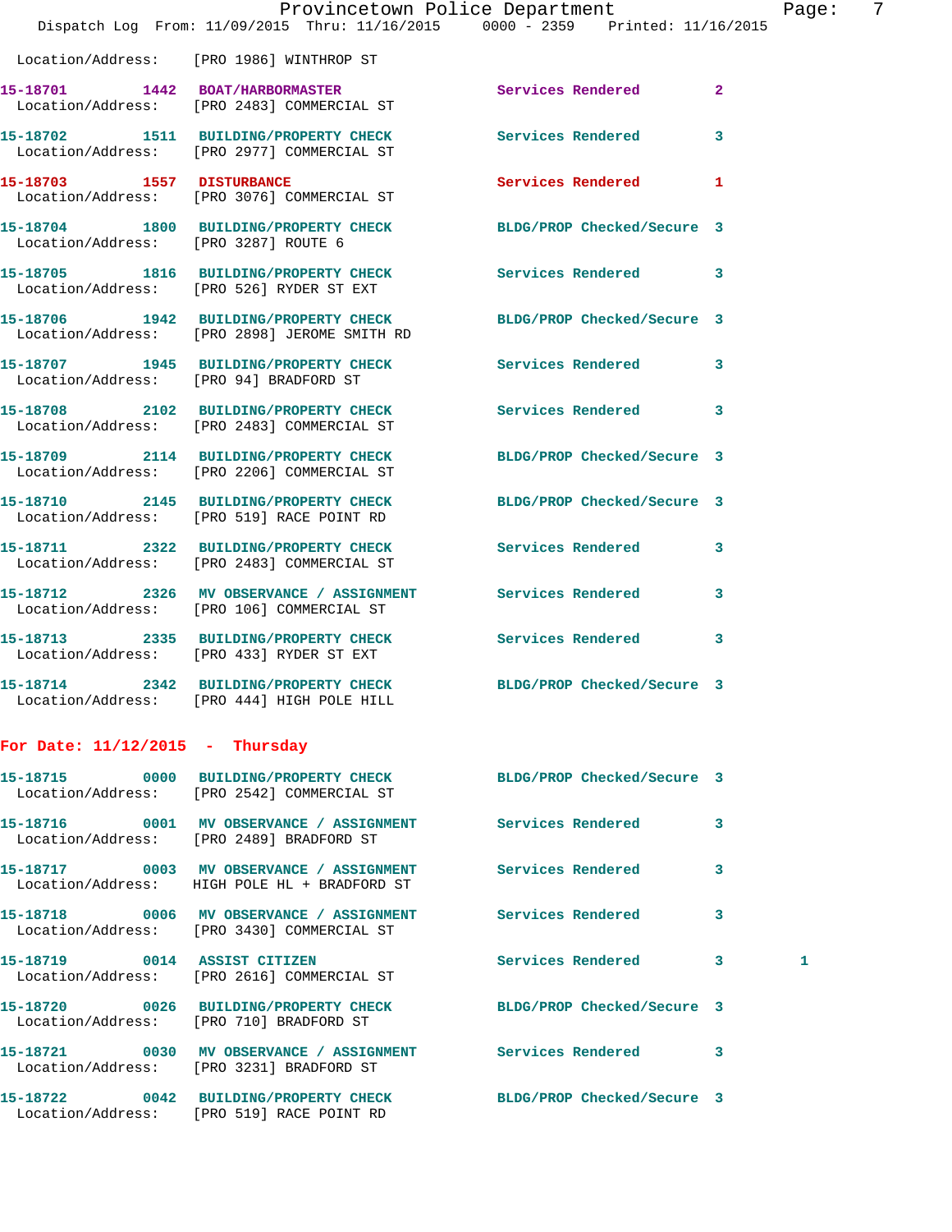Location/Address: [PRO 1986] WINTHROP ST

**15-18701** 1442 BOAT/HARBORMASTER Services Rendered 2
Location/Address: [PRO 2483] COMMERCIAL ST

**15-18702** 1511 BUILDING/PROPERTY CHECK Services Rendered 3
Location/Address: [PRO 2977] COMMERCIAL ST

**15-18703** 1557 DISTURBANCE Services Rendered 1
Location/Address: [PRO 3076] COMMERCIAL ST

**15-18704** 1800 BUILDING/PROPERTY CHECK BLDG/PROP Checked/Secure 3
Location/Address: [PRO 3287] ROUTE 6

**15-18705** 1816 BUILDING/PROPERTY CHECK Services Rendered 3
Location/Address: [PRO 526] RYDER ST EXT

**15-18706** 1942 BUILDING/PROPERTY CHECK BLDG/PROP Checked/Secure 3
Location/Address: [PRO 2898] JEROME SMITH RD

**15-18707** 1945 BUILDING/PROPERTY CHECK Services Rendered 3
Location/Address: [PRO 94] BRADFORD ST

**15-18708** 2102 BUILDING/PROPERTY CHECK Services Rendered 3
Location/Address: [PRO 2483] COMMERCIAL ST

**15-18709** 2114 BUILDING/PROPERTY CHECK BLDG/PROP Checked/Secure 3
Location/Address: [PRO 2206] COMMERCIAL ST

**15-18710** 2145 BUILDING/PROPERTY CHECK BLDG/PROP Checked/Secure 3
Location/Address: [PRO 519] RACE POINT RD

**15-18711** 2322 BUILDING/PROPERTY CHECK Services Rendered 3
Location/Address: [PRO 2483] COMMERCIAL ST

**15-18712** 2326 MV OBSERVANCE / ASSIGNMENT Services Rendered 3
Location/Address: [PRO 106] COMMERCIAL ST

**15-18713** 2335 BUILDING/PROPERTY CHECK Services Rendered 3
Location/Address: [PRO 433] RYDER ST EXT

**15-18714** 2342 BUILDING/PROPERTY CHECK BLDG/PROP Checked/Secure 3
Location/Address: [PRO 444] HIGH POLE HILL

## For Date: 11/12/2015 - Thursday

**15-18715** 0000 BUILDING/PROPERTY CHECK BLDG/PROP Checked/Secure 3
Location/Address: [PRO 2542] COMMERCIAL ST

**15-18716** 0001 MV OBSERVANCE / ASSIGNMENT Services Rendered 3
Location/Address: [PRO 2489] BRADFORD ST

**15-18717** 0003 MV OBSERVANCE / ASSIGNMENT Services Rendered 3
Location/Address: HIGH POLE HL + BRADFORD ST

**15-18718** 0006 MV OBSERVANCE / ASSIGNMENT Services Rendered 3
Location/Address: [PRO 3430] COMMERCIAL ST

**15-18719** 0014 ASSIST CITIZEN Services Rendered 3 1
Location/Address: [PRO 2616] COMMERCIAL ST

**15-18720** 0026 BUILDING/PROPERTY CHECK BLDG/PROP Checked/Secure 3
Location/Address: [PRO 710] BRADFORD ST

**15-18721** 0030 MV OBSERVANCE / ASSIGNMENT Services Rendered 3
Location/Address: [PRO 3231] BRADFORD ST

**15-18722** 0042 BUILDING/PROPERTY CHECK BLDG/PROP Checked/Secure 3
Location/Address: [PRO 519] RACE POINT RD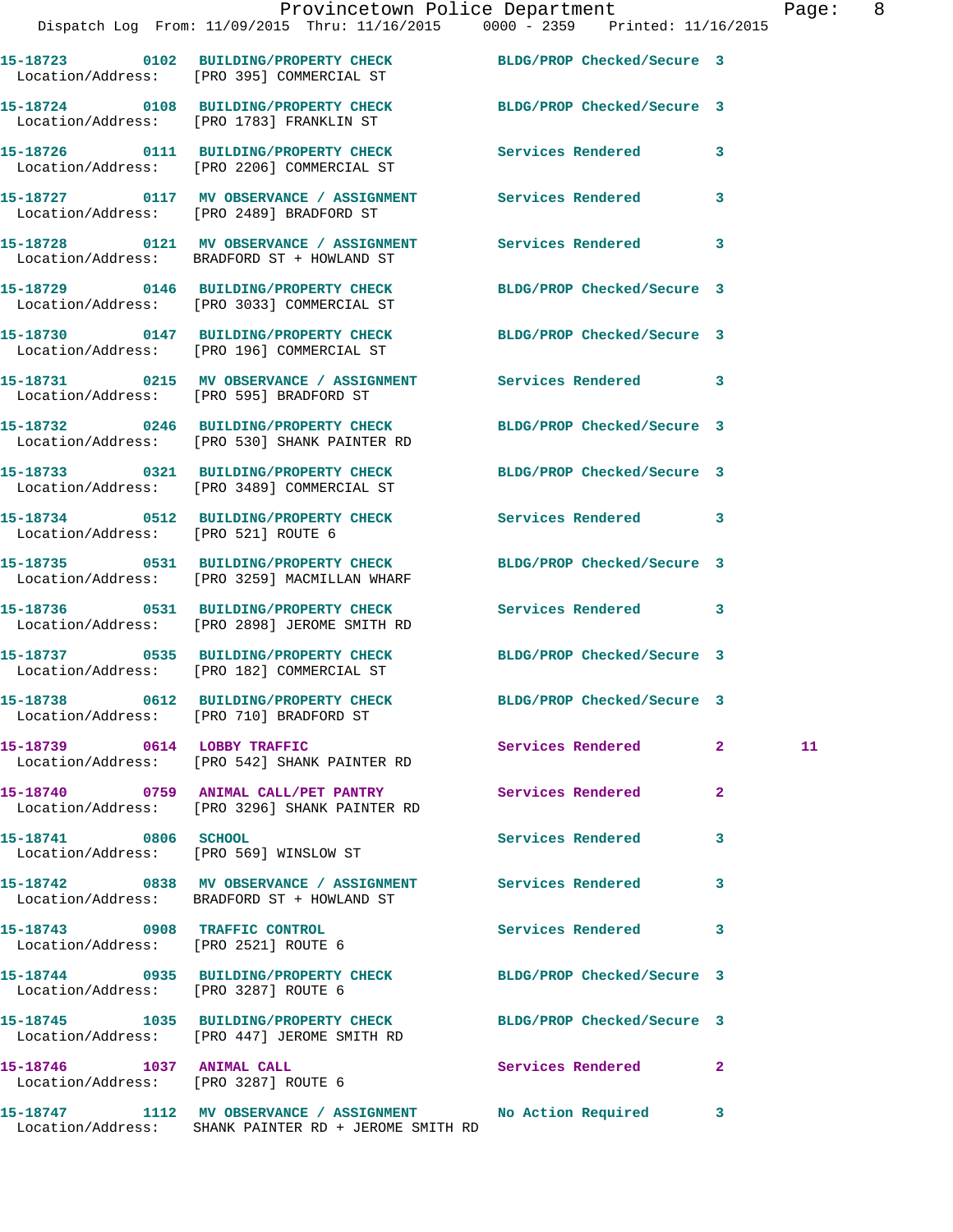15-18723 0102 BUILDING/PROPERTY CHECK BLDG/PROP Checked/Secure 3
Location/Address: [PRO 395] COMMERCIAL ST

15-18724 0108 BUILDING/PROPERTY CHECK BLDG/PROP Checked/Secure 3
Location/Address: [PRO 1783] FRANKLIN ST

15-18726 0111 BUILDING/PROPERTY CHECK Services Rendered 3
Location/Address: [PRO 2206] COMMERCIAL ST

15-18727 0117 MV OBSERVANCE / ASSIGNMENT Services Rendered 3
Location/Address: [PRO 2489] BRADFORD ST

15-18728 0121 MV OBSERVANCE / ASSIGNMENT Services Rendered 3
Location/Address: BRADFORD ST + HOWLAND ST

15-18729 0146 BUILDING/PROPERTY CHECK BLDG/PROP Checked/Secure 3
Location/Address: [PRO 3033] COMMERCIAL ST

15-18730 0147 BUILDING/PROPERTY CHECK BLDG/PROP Checked/Secure 3
Location/Address: [PRO 196] COMMERCIAL ST

15-18731 0215 MV OBSERVANCE / ASSIGNMENT Services Rendered 3
Location/Address: [PRO 595] BRADFORD ST

15-18732 0246 BUILDING/PROPERTY CHECK BLDG/PROP Checked/Secure 3
Location/Address: [PRO 530] SHANK PAINTER RD

15-18733 0321 BUILDING/PROPERTY CHECK BLDG/PROP Checked/Secure 3
Location/Address: [PRO 3489] COMMERCIAL ST

15-18734 0512 BUILDING/PROPERTY CHECK Services Rendered 3
Location/Address: [PRO 521] ROUTE 6

15-18735 0531 BUILDING/PROPERTY CHECK BLDG/PROP Checked/Secure 3
Location/Address: [PRO 3259] MACMILLAN WHARF

15-18736 0531 BUILDING/PROPERTY CHECK Services Rendered 3
Location/Address: [PRO 2898] JEROME SMITH RD

15-18737 0535 BUILDING/PROPERTY CHECK BLDG/PROP Checked/Secure 3
Location/Address: [PRO 182] COMMERCIAL ST

15-18738 0612 BUILDING/PROPERTY CHECK BLDG/PROP Checked/Secure 3
Location/Address: [PRO 710] BRADFORD ST

15-18739 0614 LOBBY TRAFFIC Services Rendered 2 11
Location/Address: [PRO 542] SHANK PAINTER RD

15-18740 0759 ANIMAL CALL/PET PANTRY Services Rendered 2
Location/Address: [PRO 3296] SHANK PAINTER RD

15-18741 0806 SCHOOL Services Rendered 3
Location/Address: [PRO 569] WINSLOW ST

15-18742 0838 MV OBSERVANCE / ASSIGNMENT Services Rendered 3
Location/Address: BRADFORD ST + HOWLAND ST

15-18743 0908 TRAFFIC CONTROL Services Rendered 3
Location/Address: [PRO 2521] ROUTE 6

15-18744 0935 BUILDING/PROPERTY CHECK BLDG/PROP Checked/Secure 3
Location/Address: [PRO 3287] ROUTE 6

15-18745 1035 BUILDING/PROPERTY CHECK BLDG/PROP Checked/Secure 3
Location/Address: [PRO 447] JEROME SMITH RD

15-18746 1037 ANIMAL CALL Services Rendered 2
Location/Address: [PRO 3287] ROUTE 6

15-18747 1112 MV OBSERVANCE / ASSIGNMENT No Action Required 3
Location/Address: SHANK PAINTER RD + JEROME SMITH RD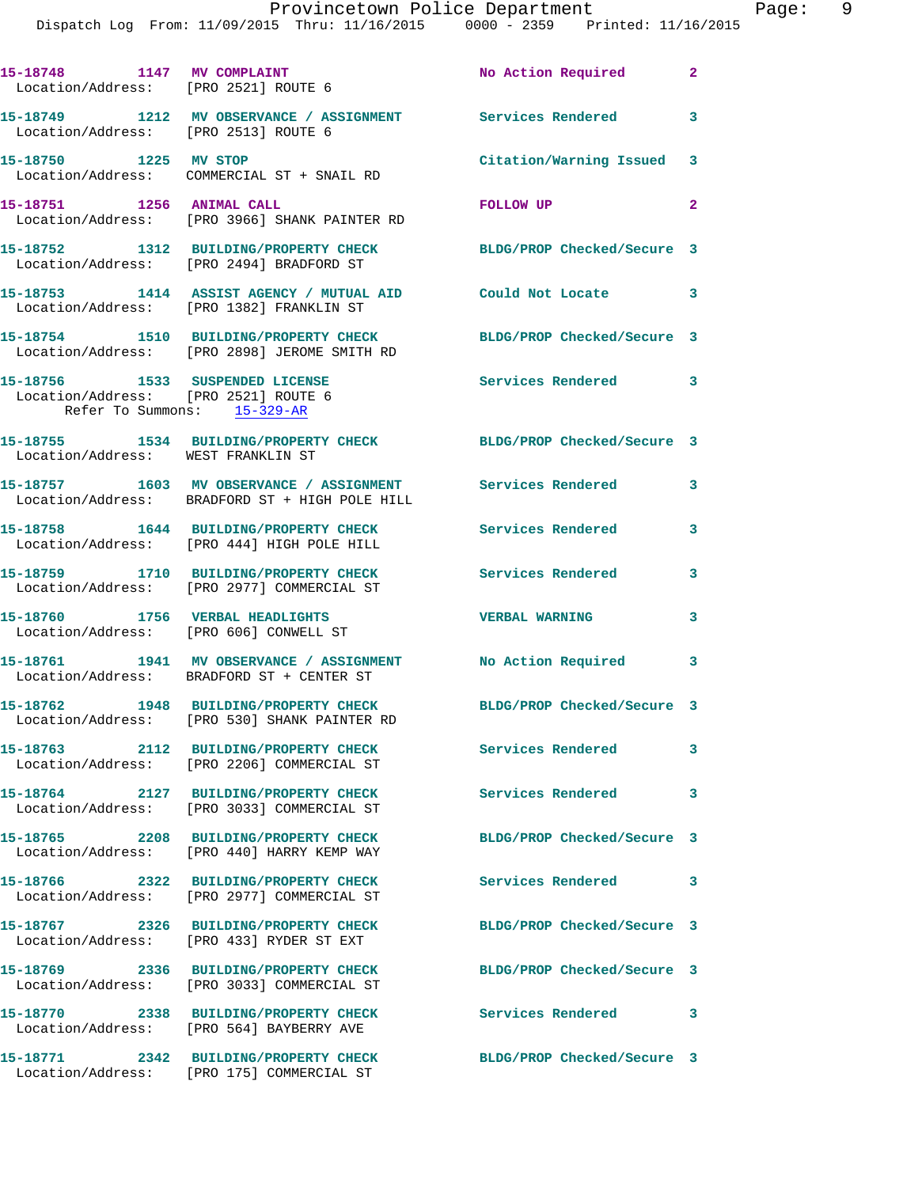15-18748 1147 **MV COMPLAINT** No Action Required 2
Location/Address: [PRO 2521] ROUTE 6

15-18749 1212 **MV OBSERVANCE / ASSIGNMENT** Services Rendered 3
Location/Address: [PRO 2513] ROUTE 6

15-18750 1225 **MV STOP** Citation/Warning Issued 3
Location/Address: COMMERCIAL ST + SNAIL RD

15-18751 1256 **ANIMAL CALL** FOLLOW UP 2
Location/Address: [PRO 3966] SHANK PAINTER RD

15-18752 1312 **BUILDING/PROPERTY CHECK** BLDG/PROP Checked/Secure 3
Location/Address: [PRO 2494] BRADFORD ST

15-18753 1414 **ASSIST AGENCY / MUTUAL AID** Could Not Locate 3
Location/Address: [PRO 1382] FRANKLIN ST

15-18754 1510 **BUILDING/PROPERTY CHECK** BLDG/PROP Checked/Secure 3
Location/Address: [PRO 2898] JEROME SMITH RD

15-18756 1533 **SUSPENDED LICENSE** Services Rendered 3
Location/Address: [PRO 2521] ROUTE 6
Refer To Summons: 15-329-AR

15-18755 1534 **BUILDING/PROPERTY CHECK** BLDG/PROP Checked/Secure 3
Location/Address: WEST FRANKLIN ST

15-18757 1603 **MV OBSERVANCE / ASSIGNMENT** Services Rendered 3
Location/Address: BRADFORD ST + HIGH POLE HILL

15-18758 1644 **BUILDING/PROPERTY CHECK** Services Rendered 3
Location/Address: [PRO 444] HIGH POLE HILL

15-18759 1710 **BUILDING/PROPERTY CHECK** Services Rendered 3
Location/Address: [PRO 2977] COMMERCIAL ST

15-18760 1756 **VERBAL HEADLIGHTS** VERBAL WARNING 3
Location/Address: [PRO 606] CONWELL ST

15-18761 1941 **MV OBSERVANCE / ASSIGNMENT** No Action Required 3
Location/Address: BRADFORD ST + CENTER ST

15-18762 1948 **BUILDING/PROPERTY CHECK** BLDG/PROP Checked/Secure 3
Location/Address: [PRO 530] SHANK PAINTER RD

15-18763 2112 **BUILDING/PROPERTY CHECK** Services Rendered 3
Location/Address: [PRO 2206] COMMERCIAL ST

15-18764 2127 **BUILDING/PROPERTY CHECK** Services Rendered 3
Location/Address: [PRO 3033] COMMERCIAL ST

15-18765 2208 **BUILDING/PROPERTY CHECK** BLDG/PROP Checked/Secure 3
Location/Address: [PRO 440] HARRY KEMP WAY

15-18766 2322 **BUILDING/PROPERTY CHECK** Services Rendered 3
Location/Address: [PRO 2977] COMMERCIAL ST

15-18767 2326 **BUILDING/PROPERTY CHECK** BLDG/PROP Checked/Secure 3
Location/Address: [PRO 433] RYDER ST EXT

15-18769 2336 **BUILDING/PROPERTY CHECK** BLDG/PROP Checked/Secure 3
Location/Address: [PRO 3033] COMMERCIAL ST

15-18770 2338 **BUILDING/PROPERTY CHECK** Services Rendered 3
Location/Address: [PRO 564] BAYBERRY AVE

15-18771 2342 **BUILDING/PROPERTY CHECK** BLDG/PROP Checked/Secure 3
Location/Address: [PRO 175] COMMERCIAL ST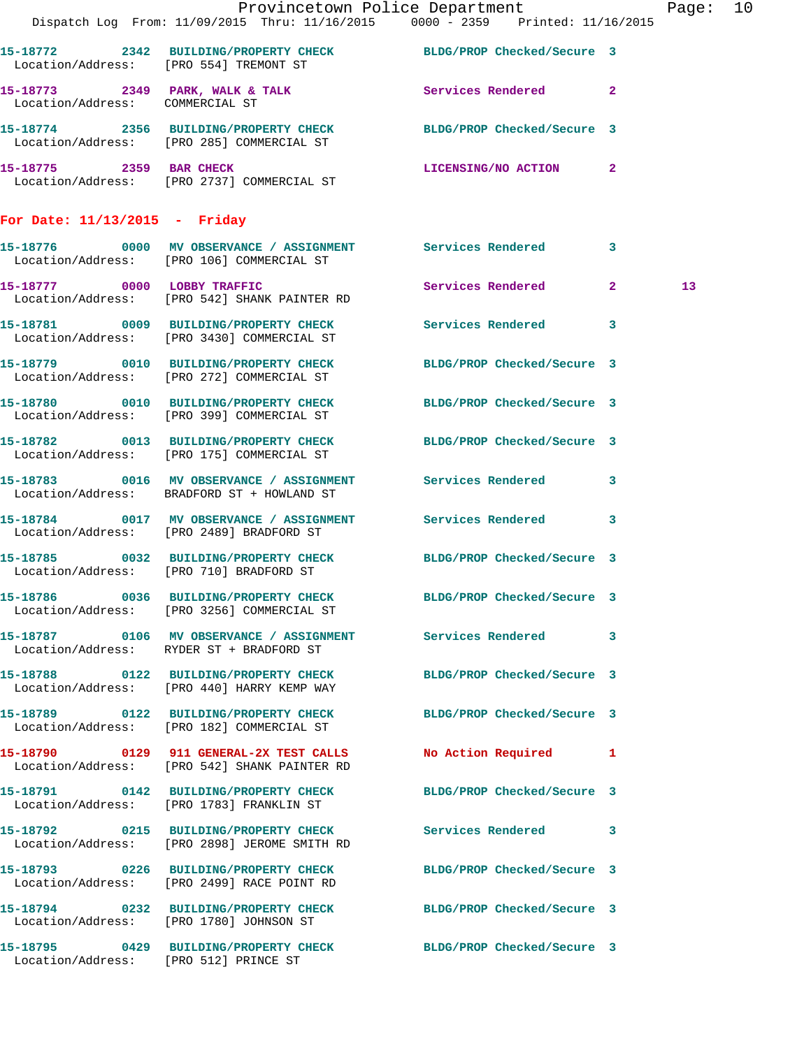15-18772 2342 BUILDING/PROPERTY CHECK BLDG/PROP Checked/Secure 3
Location/Address: [PRO 554] TREMONT ST

15-18773 2349 PARK, WALK & TALK Services Rendered 2
Location/Address: COMMERCIAL ST

15-18774 2356 BUILDING/PROPERTY CHECK BLDG/PROP Checked/Secure 3
Location/Address: [PRO 285] COMMERCIAL ST

15-18775 2359 BAR CHECK LICENSING/NO ACTION 2
Location/Address: [PRO 2737] COMMERCIAL ST

## For Date: 11/13/2015 - Friday

15-18776 0000 MV OBSERVANCE / ASSIGNMENT Services Rendered 3
Location/Address: [PRO 106] COMMERCIAL ST

15-18777 0000 LOBBY TRAFFIC Services Rendered 2 13
Location/Address: [PRO 542] SHANK PAINTER RD

15-18781 0009 BUILDING/PROPERTY CHECK Services Rendered 3
Location/Address: [PRO 3430] COMMERCIAL ST

15-18779 0010 BUILDING/PROPERTY CHECK BLDG/PROP Checked/Secure 3
Location/Address: [PRO 272] COMMERCIAL ST

15-18780 0010 BUILDING/PROPERTY CHECK BLDG/PROP Checked/Secure 3
Location/Address: [PRO 399] COMMERCIAL ST

15-18782 0013 BUILDING/PROPERTY CHECK BLDG/PROP Checked/Secure 3
Location/Address: [PRO 175] COMMERCIAL ST

15-18783 0016 MV OBSERVANCE / ASSIGNMENT Services Rendered 3
Location/Address: BRADFORD ST + HOWLAND ST

15-18784 0017 MV OBSERVANCE / ASSIGNMENT Services Rendered 3
Location/Address: [PRO 2489] BRADFORD ST

15-18785 0032 BUILDING/PROPERTY CHECK BLDG/PROP Checked/Secure 3
Location/Address: [PRO 710] BRADFORD ST

15-18786 0036 BUILDING/PROPERTY CHECK BLDG/PROP Checked/Secure 3
Location/Address: [PRO 3256] COMMERCIAL ST

15-18787 0106 MV OBSERVANCE / ASSIGNMENT Services Rendered 3
Location/Address: RYDER ST + BRADFORD ST

15-18788 0122 BUILDING/PROPERTY CHECK BLDG/PROP Checked/Secure 3
Location/Address: [PRO 440] HARRY KEMP WAY

15-18789 0122 BUILDING/PROPERTY CHECK BLDG/PROP Checked/Secure 3
Location/Address: [PRO 182] COMMERCIAL ST

15-18790 0129 911 GENERAL-2X TEST CALLS No Action Required 1
Location/Address: [PRO 542] SHANK PAINTER RD

15-18791 0142 BUILDING/PROPERTY CHECK BLDG/PROP Checked/Secure 3
Location/Address: [PRO 1783] FRANKLIN ST

15-18792 0215 BUILDING/PROPERTY CHECK Services Rendered 3
Location/Address: [PRO 2898] JEROME SMITH RD

15-18793 0226 BUILDING/PROPERTY CHECK BLDG/PROP Checked/Secure 3
Location/Address: [PRO 2499] RACE POINT RD

15-18794 0232 BUILDING/PROPERTY CHECK BLDG/PROP Checked/Secure 3
Location/Address: [PRO 1780] JOHNSON ST

15-18795 0429 BUILDING/PROPERTY CHECK BLDG/PROP Checked/Secure 3
Location/Address: [PRO 512] PRINCE ST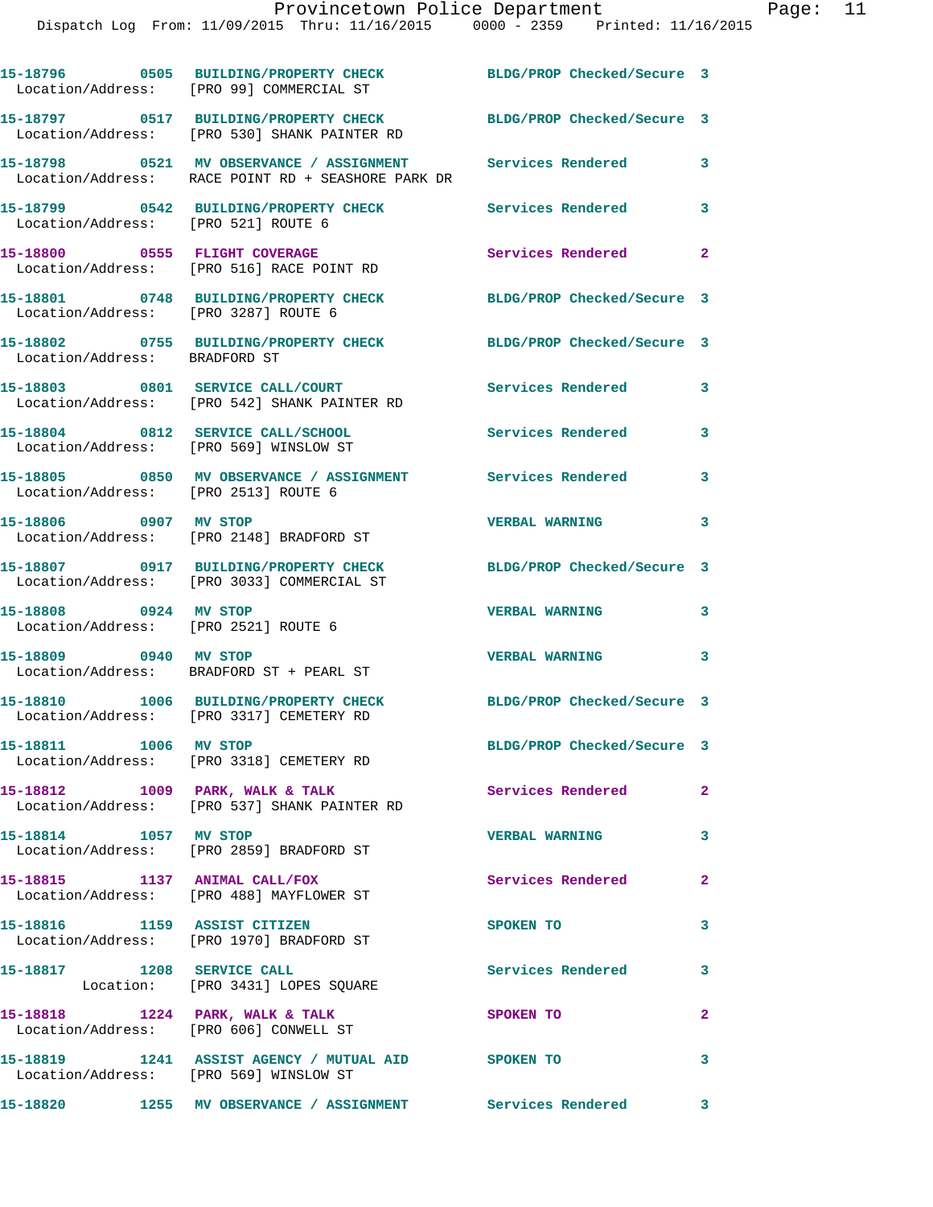15-18796 0505 BUILDING/PROPERTY CHECK BLDG/PROP Checked/Secure 3
Location/Address: [PRO 99] COMMERCIAL ST

15-18797 0517 BUILDING/PROPERTY CHECK BLDG/PROP Checked/Secure 3
Location/Address: [PRO 530] SHANK PAINTER RD

15-18798 0521 MV OBSERVANCE / ASSIGNMENT Services Rendered 3
Location/Address: RACE POINT RD + SEASHORE PARK DR

15-18799 0542 BUILDING/PROPERTY CHECK Services Rendered 3
Location/Address: [PRO 521] ROUTE 6

15-18800 0555 FLIGHT COVERAGE Services Rendered 2
Location/Address: [PRO 516] RACE POINT RD

15-18801 0748 BUILDING/PROPERTY CHECK BLDG/PROP Checked/Secure 3
Location/Address: [PRO 3287] ROUTE 6

15-18802 0755 BUILDING/PROPERTY CHECK BLDG/PROP Checked/Secure 3
Location/Address: BRADFORD ST

15-18803 0801 SERVICE CALL/COURT Services Rendered 3
Location/Address: [PRO 542] SHANK PAINTER RD

15-18804 0812 SERVICE CALL/SCHOOL Services Rendered 3
Location/Address: [PRO 569] WINSLOW ST

15-18805 0850 MV OBSERVANCE / ASSIGNMENT Services Rendered 3
Location/Address: [PRO 2513] ROUTE 6

15-18806 0907 MV STOP VERBAL WARNING 3
Location/Address: [PRO 2148] BRADFORD ST

15-18807 0917 BUILDING/PROPERTY CHECK BLDG/PROP Checked/Secure 3
Location/Address: [PRO 3033] COMMERCIAL ST

15-18808 0924 MV STOP VERBAL WARNING 3
Location/Address: [PRO 2521] ROUTE 6

15-18809 0940 MV STOP VERBAL WARNING 3
Location/Address: BRADFORD ST + PEARL ST

15-18810 1006 BUILDING/PROPERTY CHECK BLDG/PROP Checked/Secure 3
Location/Address: [PRO 3317] CEMETERY RD

15-18811 1006 MV STOP BLDG/PROP Checked/Secure 3
Location/Address: [PRO 3318] CEMETERY RD

15-18812 1009 PARK, WALK & TALK Services Rendered 2
Location/Address: [PRO 537] SHANK PAINTER RD

15-18814 1057 MV STOP VERBAL WARNING 3
Location/Address: [PRO 2859] BRADFORD ST

15-18815 1137 ANIMAL CALL/FOX Services Rendered 2
Location/Address: [PRO 488] MAYFLOWER ST

15-18816 1159 ASSIST CITIZEN SPOKEN TO 3
Location/Address: [PRO 1970] BRADFORD ST

15-18817 1208 SERVICE CALL Services Rendered 3
Location: [PRO 3431] LOPES SQUARE

15-18818 1224 PARK, WALK & TALK SPOKEN TO 2
Location/Address: [PRO 606] CONWELL ST

15-18819 1241 ASSIST AGENCY / MUTUAL AID SPOKEN TO 3
Location/Address: [PRO 569] WINSLOW ST

15-18820 1255 MV OBSERVANCE / ASSIGNMENT Services Rendered 3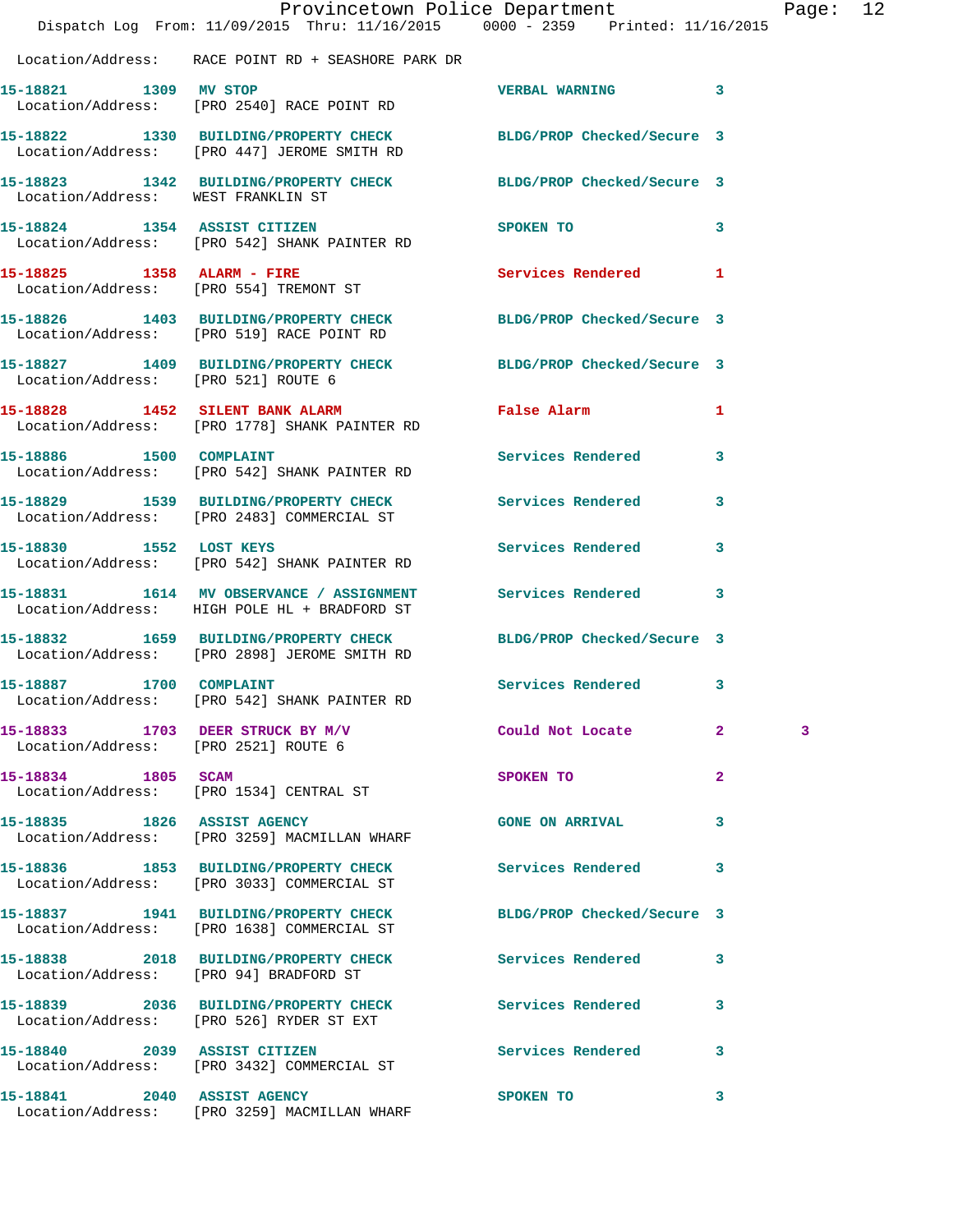Location/Address: RACE POINT RD + SEASHORE PARK DR

| Call # | Time | Call Type | Disposition | Priority | |
|---|---|---|---|---|---|
| 15-18821 | 1309 | MV STOP | VERBAL WARNING | 3 | |
| | | Location/Address: [PRO 2540] RACE POINT RD | | | |
| 15-18822 | 1330 | BUILDING/PROPERTY CHECK | BLDG/PROP Checked/Secure | 3 | |
| | | Location/Address: [PRO 447] JEROME SMITH RD | | | |
| 15-18823 | 1342 | BUILDING/PROPERTY CHECK | BLDG/PROP Checked/Secure | 3 | |
| | | Location/Address: WEST FRANKLIN ST | | | |
| 15-18824 | 1354 | ASSIST CITIZEN | SPOKEN TO | 3 | |
| | | Location/Address: [PRO 542] SHANK PAINTER RD | | | |
| 15-18825 | 1358 | ALARM - FIRE | Services Rendered | 1 | |
| | | Location/Address: [PRO 554] TREMONT ST | | | |
| 15-18826 | 1403 | BUILDING/PROPERTY CHECK | BLDG/PROP Checked/Secure | 3 | |
| | | Location/Address: [PRO 519] RACE POINT RD | | | |
| 15-18827 | 1409 | BUILDING/PROPERTY CHECK | BLDG/PROP Checked/Secure | 3 | |
| | | Location/Address: [PRO 521] ROUTE 6 | | | |
| 15-18828 | 1452 | SILENT BANK ALARM | False Alarm | 1 | |
| | | Location/Address: [PRO 1778] SHANK PAINTER RD | | | |
| 15-18886 | 1500 | COMPLAINT | Services Rendered | 3 | |
| | | Location/Address: [PRO 542] SHANK PAINTER RD | | | |
| 15-18829 | 1539 | BUILDING/PROPERTY CHECK | Services Rendered | 3 | |
| | | Location/Address: [PRO 2483] COMMERCIAL ST | | | |
| 15-18830 | 1552 | LOST KEYS | Services Rendered | 3 | |
| | | Location/Address: [PRO 542] SHANK PAINTER RD | | | |
| 15-18831 | 1614 | MV OBSERVANCE / ASSIGNMENT | Services Rendered | 3 | |
| | | Location/Address: HIGH POLE HL + BRADFORD ST | | | |
| 15-18832 | 1659 | BUILDING/PROPERTY CHECK | BLDG/PROP Checked/Secure | 3 | |
| | | Location/Address: [PRO 2898] JEROME SMITH RD | | | |
| 15-18887 | 1700 | COMPLAINT | Services Rendered | 3 | |
| | | Location/Address: [PRO 542] SHANK PAINTER RD | | | |
| 15-18833 | 1703 | DEER STRUCK BY M/V | Could Not Locate | 2 | 3 |
| | | Location/Address: [PRO 2521] ROUTE 6 | | | |
| 15-18834 | 1805 | SCAM | SPOKEN TO | 2 | |
| | | Location/Address: [PRO 1534] CENTRAL ST | | | |
| 15-18835 | 1826 | ASSIST AGENCY | GONE ON ARRIVAL | 3 | |
| | | Location/Address: [PRO 3259] MACMILLAN WHARF | | | |
| 15-18836 | 1853 | BUILDING/PROPERTY CHECK | Services Rendered | 3 | |
| | | Location/Address: [PRO 3033] COMMERCIAL ST | | | |
| 15-18837 | 1941 | BUILDING/PROPERTY CHECK | BLDG/PROP Checked/Secure | 3 | |
| | | Location/Address: [PRO 1638] COMMERCIAL ST | | | |
| 15-18838 | 2018 | BUILDING/PROPERTY CHECK | Services Rendered | 3 | |
| | | Location/Address: [PRO 94] BRADFORD ST | | | |
| 15-18839 | 2036 | BUILDING/PROPERTY CHECK | Services Rendered | 3 | |
| | | Location/Address: [PRO 526] RYDER ST EXT | | | |
| 15-18840 | 2039 | ASSIST CITIZEN | Services Rendered | 3 | |
| | | Location/Address: [PRO 3432] COMMERCIAL ST | | | |
| 15-18841 | 2040 | ASSIST AGENCY | SPOKEN TO | 3 | |
| | | Location/Address: [PRO 3259] MACMILLAN WHARF | | | |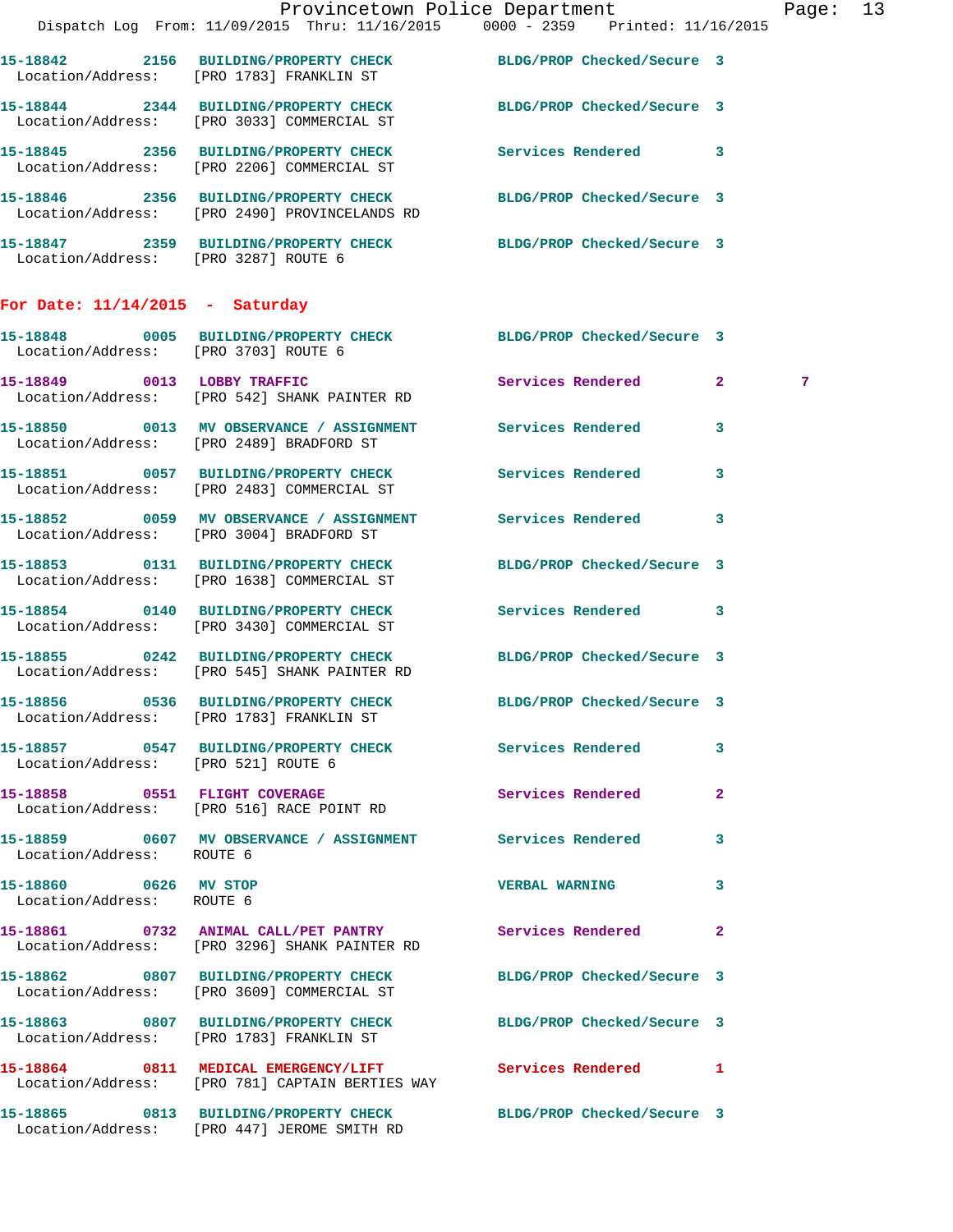15-18842 2156 BUILDING/PROPERTY CHECK BLDG/PROP Checked/Secure 3
Location/Address: [PRO 1783] FRANKLIN ST

15-18844 2344 BUILDING/PROPERTY CHECK BLDG/PROP Checked/Secure 3
Location/Address: [PRO 3033] COMMERCIAL ST

15-18845 2356 BUILDING/PROPERTY CHECK Services Rendered 3
Location/Address: [PRO 2206] COMMERCIAL ST

15-18846 2356 BUILDING/PROPERTY CHECK BLDG/PROP Checked/Secure 3
Location/Address: [PRO 2490] PROVINCELANDS RD

15-18847 2359 BUILDING/PROPERTY CHECK BLDG/PROP Checked/Secure 3
Location/Address: [PRO 3287] ROUTE 6

## For Date: 11/14/2015 - Saturday

15-18848 0005 BUILDING/PROPERTY CHECK BLDG/PROP Checked/Secure 3
Location/Address: [PRO 3703] ROUTE 6

15-18849 0013 LOBBY TRAFFIC Services Rendered 2 7
Location/Address: [PRO 542] SHANK PAINTER RD

15-18850 0013 MV OBSERVATION / ASSIGNMENT Services Rendered 3
Location/Address: [PRO 2489] BRADFORD ST

15-18851 0057 BUILDING/PROPERTY CHECK Services Rendered 3
Location/Address: [PRO 2483] COMMERCIAL ST

15-18852 0059 MV OBSERVATION / ASSIGNMENT Services Rendered 3
Location/Address: [PRO 3004] BRADFORD ST

15-18853 0131 BUILDING/PROPERTY CHECK BLDG/PROP Checked/Secure 3
Location/Address: [PRO 1638] COMMERCIAL ST

15-18854 0140 BUILDING/PROPERTY CHECK Services Rendered 3
Location/Address: [PRO 3430] COMMERCIAL ST

15-18855 0242 BUILDING/PROPERTY CHECK BLDG/PROP Checked/Secure 3
Location/Address: [PRO 545] SHANK PAINTER RD

15-18856 0536 BUILDING/PROPERTY CHECK BLDG/PROP Checked/Secure 3
Location/Address: [PRO 1783] FRANKLIN ST

15-18857 0547 BUILDING/PROPERTY CHECK Services Rendered 3
Location/Address: [PRO 521] ROUTE 6

15-18858 0551 FLIGHT COVERAGE Services Rendered 2
Location/Address: [PRO 516] RACE POINT RD

15-18859 0607 MV OBSERVATION / ASSIGNMENT Services Rendered 3
Location/Address: ROUTE 6

15-18860 0626 MV STOP VERBAL WARNING 3
Location/Address: ROUTE 6

15-18861 0732 ANIMAL CALL/PET PANTRY Services Rendered 2
Location/Address: [PRO 3296] SHANK PAINTER RD

15-18862 0807 BUILDING/PROPERTY CHECK BLDG/PROP Checked/Secure 3
Location/Address: [PRO 3609] COMMERCIAL ST

15-18863 0807 BUILDING/PROPERTY CHECK BLDG/PROP Checked/Secure 3
Location/Address: [PRO 1783] FRANKLIN ST

15-18864 0811 MEDICAL EMERGENCY/LIFT Services Rendered 1
Location/Address: [PRO 781] CAPTAIN BERTIES WAY

15-18865 0813 BUILDING/PROPERTY CHECK BLDG/PROP Checked/Secure 3
Location/Address: [PRO 447] JEROME SMITH RD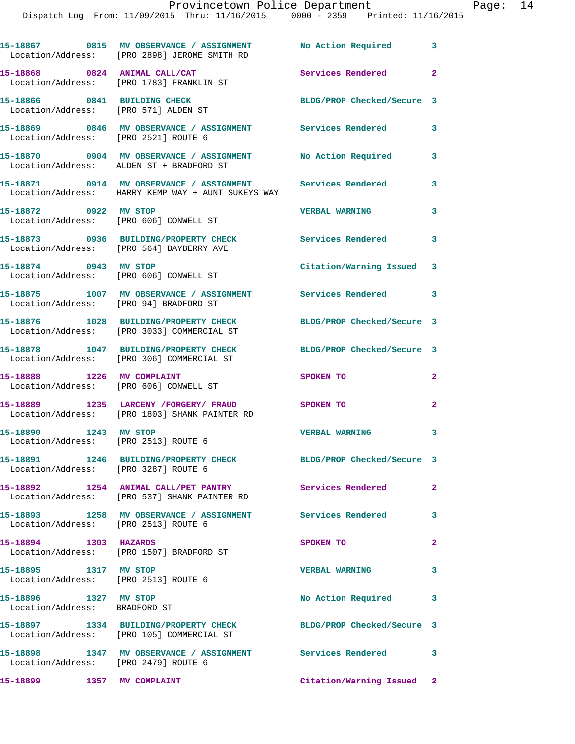15-18867 0815 MV OBSERVANCE / ASSIGNMENT No Action Required 3
Location/Address: [PRO 2898] JEROME SMITH RD

15-18868 0824 ANIMAL CALL/CAT Services Rendered 2
Location/Address: [PRO 1783] FRANKLIN ST

15-18866 0841 BUILDING CHECK BLDG/PROP Checked/Secure 3
Location/Address: [PRO 571] ALDEN ST

15-18869 0846 MV OBSERVANCE / ASSIGNMENT Services Rendered 3
Location/Address: [PRO 2521] ROUTE 6

15-18870 0904 MV OBSERVANCE / ASSIGNMENT No Action Required 3
Location/Address: ALDEN ST + BRADFORD ST

15-18871 0914 MV OBSERVANCE / ASSIGNMENT Services Rendered 3
Location/Address: HARRY KEMP WAY + AUNT SUKEYS WAY

15-18872 0922 MV STOP VERBAL WARNING 3
Location/Address: [PRO 606] CONWELL ST

15-18873 0936 BUILDING/PROPERTY CHECK Services Rendered 3
Location/Address: [PRO 564] BAYBERRY AVE

15-18874 0943 MV STOP Citation/Warning Issued 3
Location/Address: [PRO 606] CONWELL ST

15-18875 1007 MV OBSERVANCE / ASSIGNMENT Services Rendered 3
Location/Address: [PRO 94] BRADFORD ST

15-18876 1028 BUILDING/PROPERTY CHECK BLDG/PROP Checked/Secure 3
Location/Address: [PRO 3033] COMMERCIAL ST

15-18878 1047 BUILDING/PROPERTY CHECK BLDG/PROP Checked/Secure 3
Location/Address: [PRO 306] COMMERCIAL ST

15-18888 1226 MV COMPLAINT SPOKEN TO 2
Location/Address: [PRO 606] CONWELL ST

15-18889 1235 LARCENY /FORGERY/ FRAUD SPOKEN TO 2
Location/Address: [PRO 1803] SHANK PAINTER RD

15-18890 1243 MV STOP VERBAL WARNING 3
Location/Address: [PRO 2513] ROUTE 6

15-18891 1246 BUILDING/PROPERTY CHECK BLDG/PROP Checked/Secure 3
Location/Address: [PRO 3287] ROUTE 6

15-18892 1254 ANIMAL CALL/PET PANTRY Services Rendered 2
Location/Address: [PRO 537] SHANK PAINTER RD

15-18893 1258 MV OBSERVANCE / ASSIGNMENT Services Rendered 3
Location/Address: [PRO 2513] ROUTE 6

15-18894 1303 HAZARDS SPOKEN TO 2
Location/Address: [PRO 1507] BRADFORD ST

15-18895 1317 MV STOP VERBAL WARNING 3
Location/Address: [PRO 2513] ROUTE 6

15-18896 1327 MV STOP No Action Required 3
Location/Address: BRADFORD ST

15-18897 1334 BUILDING/PROPERTY CHECK BLDG/PROP Checked/Secure 3
Location/Address: [PRO 105] COMMERCIAL ST

15-18898 1347 MV OBSERVANCE / ASSIGNMENT Services Rendered 3
Location/Address: [PRO 2479] ROUTE 6

15-18899 1357 MV COMPLAINT Citation/Warning Issued 2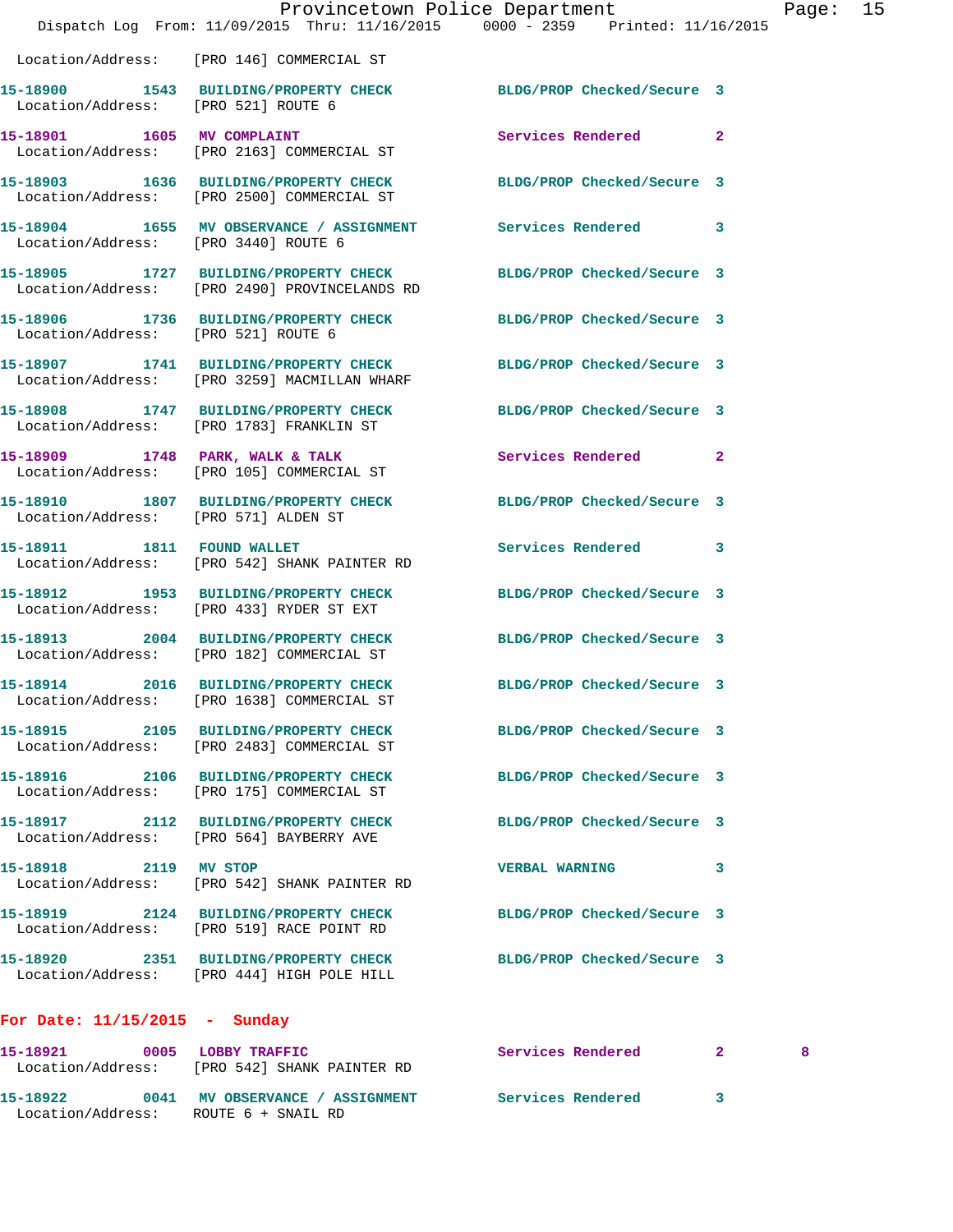Location/Address: [PRO 146] COMMERCIAL ST

**15-18900 1543 BUILDING/PROPERTY CHECK** BLDG/PROP Checked/Secure 3
Location/Address: [PRO 521] ROUTE 6

**15-18901 1605 MV COMPLAINT** Services Rendered 2
Location/Address: [PRO 2163] COMMERCIAL ST

**15-18903 1636 BUILDING/PROPERTY CHECK** BLDG/PROP Checked/Secure 3
Location/Address: [PRO 2500] COMMERCIAL ST

**15-18904 1655 MV OBSERVANCE / ASSIGNMENT** Services Rendered 3
Location/Address: [PRO 3440] ROUTE 6

**15-18905 1727 BUILDING/PROPERTY CHECK** BLDG/PROP Checked/Secure 3
Location/Address: [PRO 2490] PROVINCELANDS RD

**15-18906 1736 BUILDING/PROPERTY CHECK** BLDG/PROP Checked/Secure 3
Location/Address: [PRO 521] ROUTE 6

**15-18907 1741 BUILDING/PROPERTY CHECK** BLDG/PROP Checked/Secure 3
Location/Address: [PRO 3259] MACMILLAN WHARF

**15-18908 1747 BUILDING/PROPERTY CHECK** BLDG/PROP Checked/Secure 3
Location/Address: [PRO 1783] FRANKLIN ST

**15-18909 1748 PARK, WALK & TALK** Services Rendered 2
Location/Address: [PRO 105] COMMERCIAL ST

**15-18910 1807 BUILDING/PROPERTY CHECK** BLDG/PROP Checked/Secure 3
Location/Address: [PRO 571] ALDEN ST

**15-18911 1811 FOUND WALLET** Services Rendered 3
Location/Address: [PRO 542] SHANK PAINTER RD

**15-18912 1953 BUILDING/PROPERTY CHECK** BLDG/PROP Checked/Secure 3
Location/Address: [PRO 433] RYDER ST EXT

**15-18913 2004 BUILDING/PROPERTY CHECK** BLDG/PROP Checked/Secure 3
Location/Address: [PRO 182] COMMERCIAL ST

**15-18914 2016 BUILDING/PROPERTY CHECK** BLDG/PROP Checked/Secure 3
Location/Address: [PRO 1638] COMMERCIAL ST

**15-18915 2105 BUILDING/PROPERTY CHECK** BLDG/PROP Checked/Secure 3
Location/Address: [PRO 2483] COMMERCIAL ST

**15-18916 2106 BUILDING/PROPERTY CHECK** BLDG/PROP Checked/Secure 3
Location/Address: [PRO 175] COMMERCIAL ST

**15-18917 2112 BUILDING/PROPERTY CHECK** BLDG/PROP Checked/Secure 3
Location/Address: [PRO 564] BAYBERRY AVE

**15-18918 2119 MV STOP** VERBAL WARNING 3
Location/Address: [PRO 542] SHANK PAINTER RD

**15-18919 2124 BUILDING/PROPERTY CHECK** BLDG/PROP Checked/Secure 3
Location/Address: [PRO 519] RACE POINT RD

**15-18920 2351 BUILDING/PROPERTY CHECK** BLDG/PROP Checked/Secure 3
Location/Address: [PRO 444] HIGH POLE HILL

## For Date: 11/15/2015 - Sunday

**15-18921 0005 LOBBY TRAFFIC** Services Rendered 2 8
Location/Address: [PRO 542] SHANK PAINTER RD

**15-18922 0041 MV OBSERVANCE / ASSIGNMENT** Services Rendered 3
Location/Address: ROUTE 6 + SNAIL RD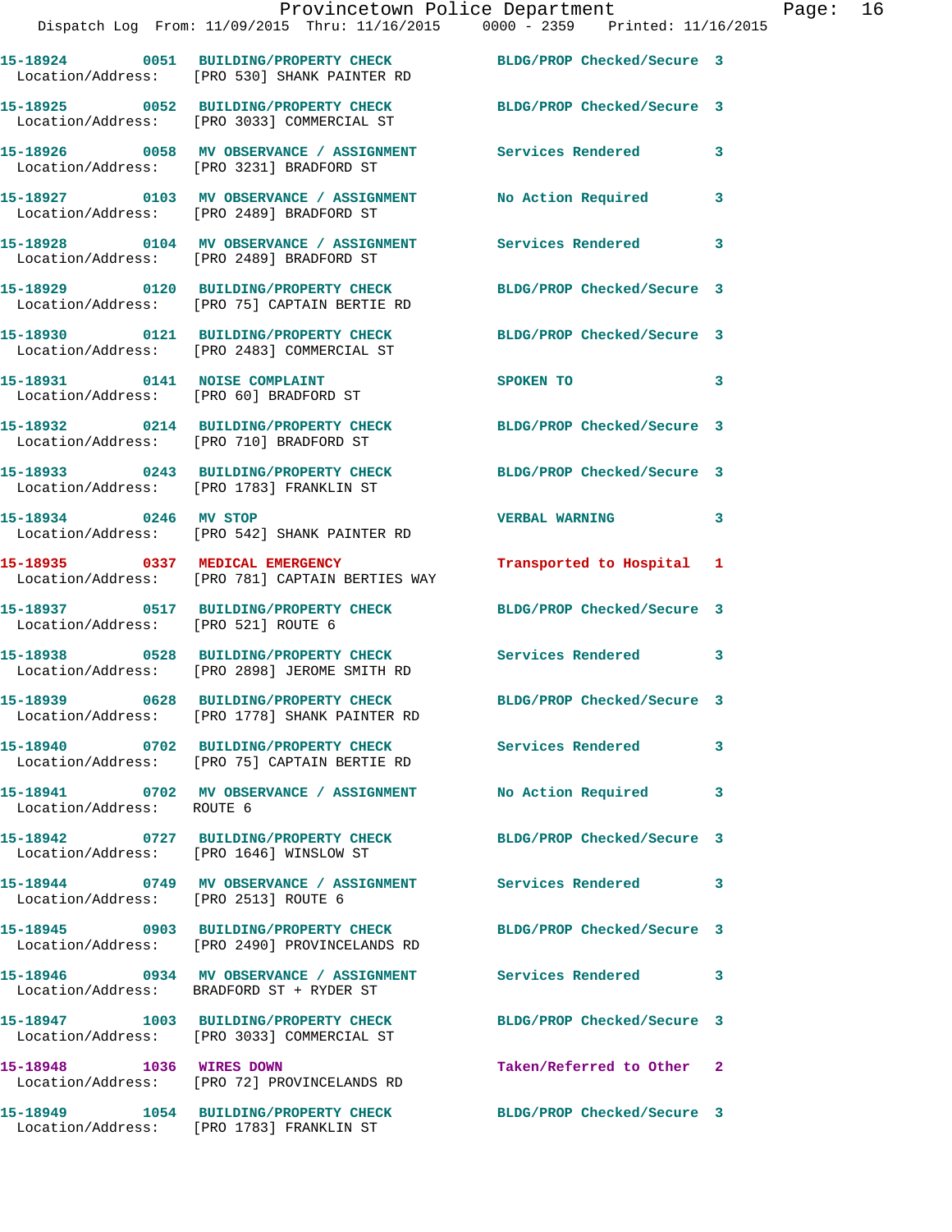15-18924 0051 BUILDING/PROPERTY CHECK BLDG/PROP Checked/Secure 3
Location/Address: [PRO 530] SHANK PAINTER RD

15-18925 0052 BUILDING/PROPERTY CHECK BLDG/PROP Checked/Secure 3
Location/Address: [PRO 3033] COMMERCIAL ST

15-18926 0058 MV OBSERVANCE / ASSIGNMENT Services Rendered 3
Location/Address: [PRO 3231] BRADFORD ST

15-18927 0103 MV OBSERVANCE / ASSIGNMENT No Action Required 3
Location/Address: [PRO 2489] BRADFORD ST

15-18928 0104 MV OBSERVANCE / ASSIGNMENT Services Rendered 3
Location/Address: [PRO 2489] BRADFORD ST

15-18929 0120 BUILDING/PROPERTY CHECK BLDG/PROP Checked/Secure 3
Location/Address: [PRO 75] CAPTAIN BERTIE RD

15-18930 0121 BUILDING/PROPERTY CHECK BLDG/PROP Checked/Secure 3
Location/Address: [PRO 2483] COMMERCIAL ST

15-18931 0141 NOISE COMPLAINT SPOKEN TO 3
Location/Address: [PRO 60] BRADFORD ST

15-18932 0214 BUILDING/PROPERTY CHECK BLDG/PROP Checked/Secure 3
Location/Address: [PRO 710] BRADFORD ST

15-18933 0243 BUILDING/PROPERTY CHECK BLDG/PROP Checked/Secure 3
Location/Address: [PRO 1783] FRANKLIN ST

15-18934 0246 MV STOP VERBAL WARNING 3
Location/Address: [PRO 542] SHANK PAINTER RD

15-18935 0337 MEDICAL EMERGENCY Transported to Hospital 1
Location/Address: [PRO 781] CAPTAIN BERTIES WAY

15-18937 0517 BUILDING/PROPERTY CHECK BLDG/PROP Checked/Secure 3
Location/Address: [PRO 521] ROUTE 6

15-18938 0528 BUILDING/PROPERTY CHECK Services Rendered 3
Location/Address: [PRO 2898] JEROME SMITH RD

15-18939 0628 BUILDING/PROPERTY CHECK BLDG/PROP Checked/Secure 3
Location/Address: [PRO 1778] SHANK PAINTER RD

15-18940 0702 BUILDING/PROPERTY CHECK Services Rendered 3
Location/Address: [PRO 75] CAPTAIN BERTIE RD

15-18941 0702 MV OBSERVANCE / ASSIGNMENT No Action Required 3
Location/Address: ROUTE 6

15-18942 0727 BUILDING/PROPERTY CHECK BLDG/PROP Checked/Secure 3
Location/Address: [PRO 1646] WINSLOW ST

15-18944 0749 MV OBSERVANCE / ASSIGNMENT Services Rendered 3
Location/Address: [PRO 2513] ROUTE 6

15-18945 0903 BUILDING/PROPERTY CHECK BLDG/PROP Checked/Secure 3
Location/Address: [PRO 2490] PROVINCELANDS RD

15-18946 0934 MV OBSERVANCE / ASSIGNMENT Services Rendered 3
Location/Address: BRADFORD ST + RYDER ST

15-18947 1003 BUILDING/PROPERTY CHECK BLDG/PROP Checked/Secure 3
Location/Address: [PRO 3033] COMMERCIAL ST

15-18948 1036 WIRES DOWN Taken/Referred to Other 2
Location/Address: [PRO 72] PROVINCELANDS RD

15-18949 1054 BUILDING/PROPERTY CHECK BLDG/PROP Checked/Secure 3
Location/Address: [PRO 1783] FRANKLIN ST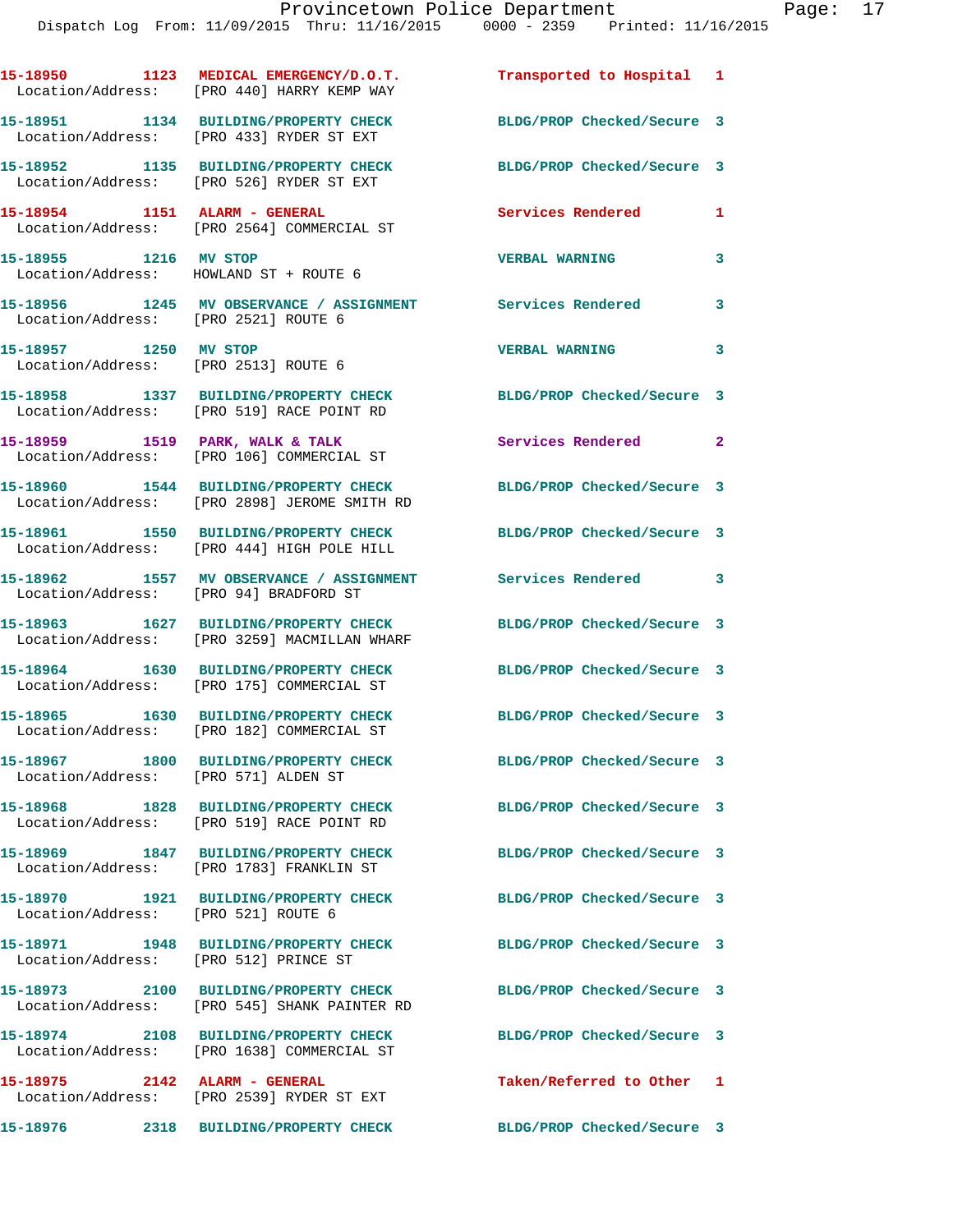15-18950 1123 MEDICAL EMERGENCY/D.O.T. Transported to Hospital 1
Location/Address: [PRO 440] HARRY KEMP WAY

15-18951 1134 BUILDING/PROPERTY CHECK BLDG/PROP Checked/Secure 3
Location/Address: [PRO 433] RYDER ST EXT

15-18952 1135 BUILDING/PROPERTY CHECK BLDG/PROP Checked/Secure 3
Location/Address: [PRO 526] RYDER ST EXT

15-18954 1151 ALARM - GENERAL Services Rendered 1
Location/Address: [PRO 2564] COMMERCIAL ST

15-18955 1216 MV STOP VERBAL WARNING 3
Location/Address: HOWLAND ST + ROUTE 6

15-18956 1245 MV OBSERVANCE / ASSIGNMENT Services Rendered 3
Location/Address: [PRO 2521] ROUTE 6

15-18957 1250 MV STOP VERBAL WARNING 3
Location/Address: [PRO 2513] ROUTE 6

15-18958 1337 BUILDING/PROPERTY CHECK BLDG/PROP Checked/Secure 3
Location/Address: [PRO 519] RACE POINT RD

15-18959 1519 PARK, WALK & TALK Services Rendered 2
Location/Address: [PRO 106] COMMERCIAL ST

15-18960 1544 BUILDING/PROPERTY CHECK BLDG/PROP Checked/Secure 3
Location/Address: [PRO 2898] JEROME SMITH RD

15-18961 1550 BUILDING/PROPERTY CHECK BLDG/PROP Checked/Secure 3
Location/Address: [PRO 444] HIGH POLE HILL

15-18962 1557 MV OBSERVANCE / ASSIGNMENT Services Rendered 3
Location/Address: [PRO 94] BRADFORD ST

15-18963 1627 BUILDING/PROPERTY CHECK BLDG/PROP Checked/Secure 3
Location/Address: [PRO 3259] MACMILLAN WHARF

15-18964 1630 BUILDING/PROPERTY CHECK BLDG/PROP Checked/Secure 3
Location/Address: [PRO 175] COMMERCIAL ST

15-18965 1630 BUILDING/PROPERTY CHECK BLDG/PROP Checked/Secure 3
Location/Address: [PRO 182] COMMERCIAL ST

15-18967 1800 BUILDING/PROPERTY CHECK BLDG/PROP Checked/Secure 3
Location/Address: [PRO 571] ALDEN ST

15-18968 1828 BUILDING/PROPERTY CHECK BLDG/PROP Checked/Secure 3
Location/Address: [PRO 519] RACE POINT RD

15-18969 1847 BUILDING/PROPERTY CHECK BLDG/PROP Checked/Secure 3
Location/Address: [PRO 1783] FRANKLIN ST

15-18970 1921 BUILDING/PROPERTY CHECK BLDG/PROP Checked/Secure 3
Location/Address: [PRO 521] ROUTE 6

15-18971 1948 BUILDING/PROPERTY CHECK BLDG/PROP Checked/Secure 3
Location/Address: [PRO 512] PRINCE ST

15-18973 2100 BUILDING/PROPERTY CHECK BLDG/PROP Checked/Secure 3
Location/Address: [PRO 545] SHANK PAINTER RD

15-18974 2108 BUILDING/PROPERTY CHECK BLDG/PROP Checked/Secure 3
Location/Address: [PRO 1638] COMMERCIAL ST

15-18975 2142 ALARM - GENERAL Taken/Referred to Other 1
Location/Address: [PRO 2539] RYDER ST EXT

15-18976 2318 BUILDING/PROPERTY CHECK BLDG/PROP Checked/Secure 3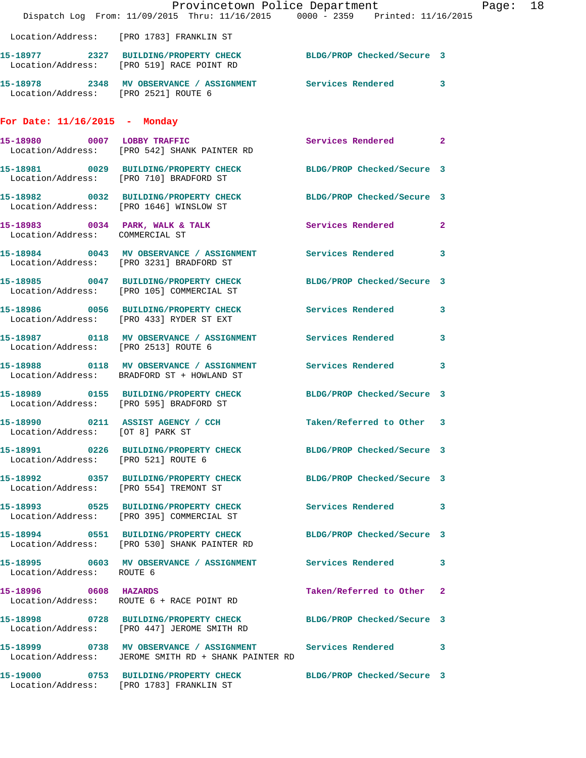Location/Address: [PRO 1783] FRANKLIN ST

15-18977 2327 BUILDING/PROPERTY CHECK BLDG/PROP Checked/Secure 3
Location/Address: [PRO 519] RACE POINT RD

15-18978 2348 MV OBSERVANCE / ASSIGNMENT Services Rendered 3
Location/Address: [PRO 2521] ROUTE 6

## For Date: 11/16/2015 - Monday

15-18980 0007 LOBBY TRAFFIC Services Rendered 2
Location/Address: [PRO 542] SHANK PAINTER RD

15-18981 0029 BUILDING/PROPERTY CHECK BLDG/PROP Checked/Secure 3
Location/Address: [PRO 710] BRADFORD ST

15-18982 0032 BUILDING/PROPERTY CHECK BLDG/PROP Checked/Secure 3
Location/Address: [PRO 1646] WINSLOW ST

15-18983 0034 PARK, WALK & TALK Services Rendered 2
Location/Address: COMMERCIAL ST

15-18984 0043 MV OBSERVANCE / ASSIGNMENT Services Rendered 3
Location/Address: [PRO 3231] BRADFORD ST

15-18985 0047 BUILDING/PROPERTY CHECK BLDG/PROP Checked/Secure 3
Location/Address: [PRO 105] COMMERCIAL ST

15-18986 0056 BUILDING/PROPERTY CHECK Services Rendered 3
Location/Address: [PRO 433] RYDER ST EXT

15-18987 0118 MV OBSERVANCE / ASSIGNMENT Services Rendered 3
Location/Address: [PRO 2513] ROUTE 6

15-18988 0118 MV OBSERVANCE / ASSIGNMENT Services Rendered 3
Location/Address: BRADFORD ST + HOWLAND ST

15-18989 0155 BUILDING/PROPERTY CHECK BLDG/PROP Checked/Secure 3
Location/Address: [PRO 595] BRADFORD ST

15-18990 0211 ASSIST AGENCY / CCH Taken/Referred to Other 3
Location/Address: [OT 8] PARK ST

15-18991 0226 BUILDING/PROPERTY CHECK BLDG/PROP Checked/Secure 3
Location/Address: [PRO 521] ROUTE 6

15-18992 0357 BUILDING/PROPERTY CHECK BLDG/PROP Checked/Secure 3
Location/Address: [PRO 554] TREMONT ST

15-18993 0525 BUILDING/PROPERTY CHECK Services Rendered 3
Location/Address: [PRO 395] COMMERCIAL ST

15-18994 0551 BUILDING/PROPERTY CHECK BLDG/PROP Checked/Secure 3
Location/Address: [PRO 530] SHANK PAINTER RD

15-18995 0603 MV OBSERVANCE / ASSIGNMENT Services Rendered 3
Location/Address: ROUTE 6

15-18996 0608 HAZARDS Taken/Referred to Other 2
Location/Address: ROUTE 6 + RACE POINT RD

15-18998 0728 BUILDING/PROPERTY CHECK BLDG/PROP Checked/Secure 3
Location/Address: [PRO 447] JEROME SMITH RD

15-18999 0738 MV OBSERVANCE / ASSIGNMENT Services Rendered 3
Location/Address: JEROME SMITH RD + SHANK PAINTER RD

15-19000 0753 BUILDING/PROPERTY CHECK BLDG/PROP Checked/Secure 3
Location/Address: [PRO 1783] FRANKLIN ST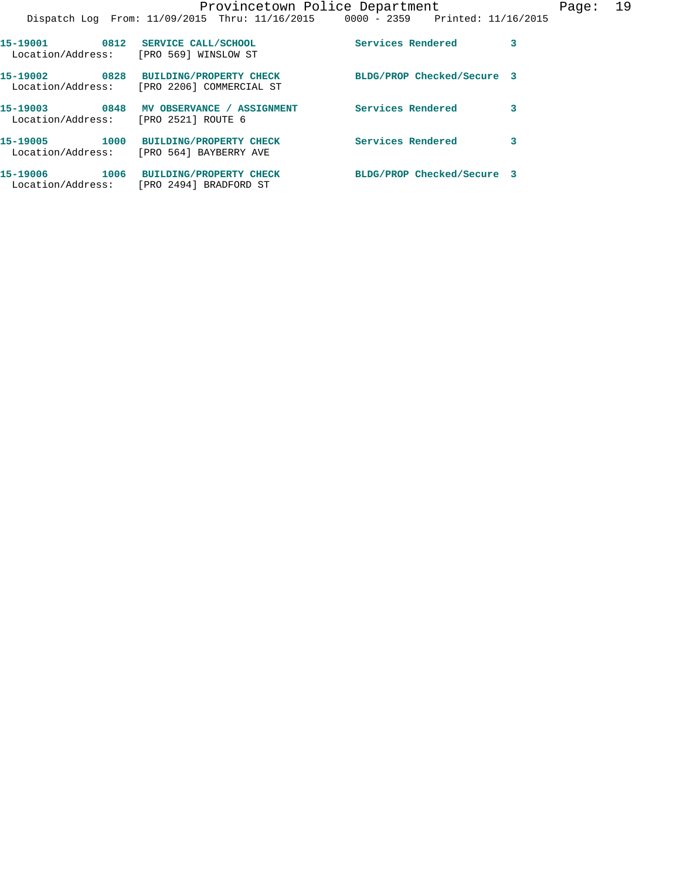15-19001 0812 **SERVICE CALL/SCHOOL** Services Rendered 3
Location/Address: [PRO 569] WINSLOW ST

15-19002 0828 **BUILDING/PROPERTY CHECK** BLDG/PROP Checked/Secure 3
Location/Address: [PRO 2206] COMMERCIAL ST

15-19003 0848 **MV OBSERVANCE / ASSIGNMENT** Services Rendered 3
Location/Address: [PRO 2521] ROUTE 6

15-19005 1000 **BUILDING/PROPERTY CHECK** Services Rendered 3
Location/Address: [PRO 564] BAYBERRY AVE

15-19006 1006 **BUILDING/PROPERTY CHECK** BLDG/PROP Checked/Secure 3
Location/Address: [PRO 2494] BRADFORD ST